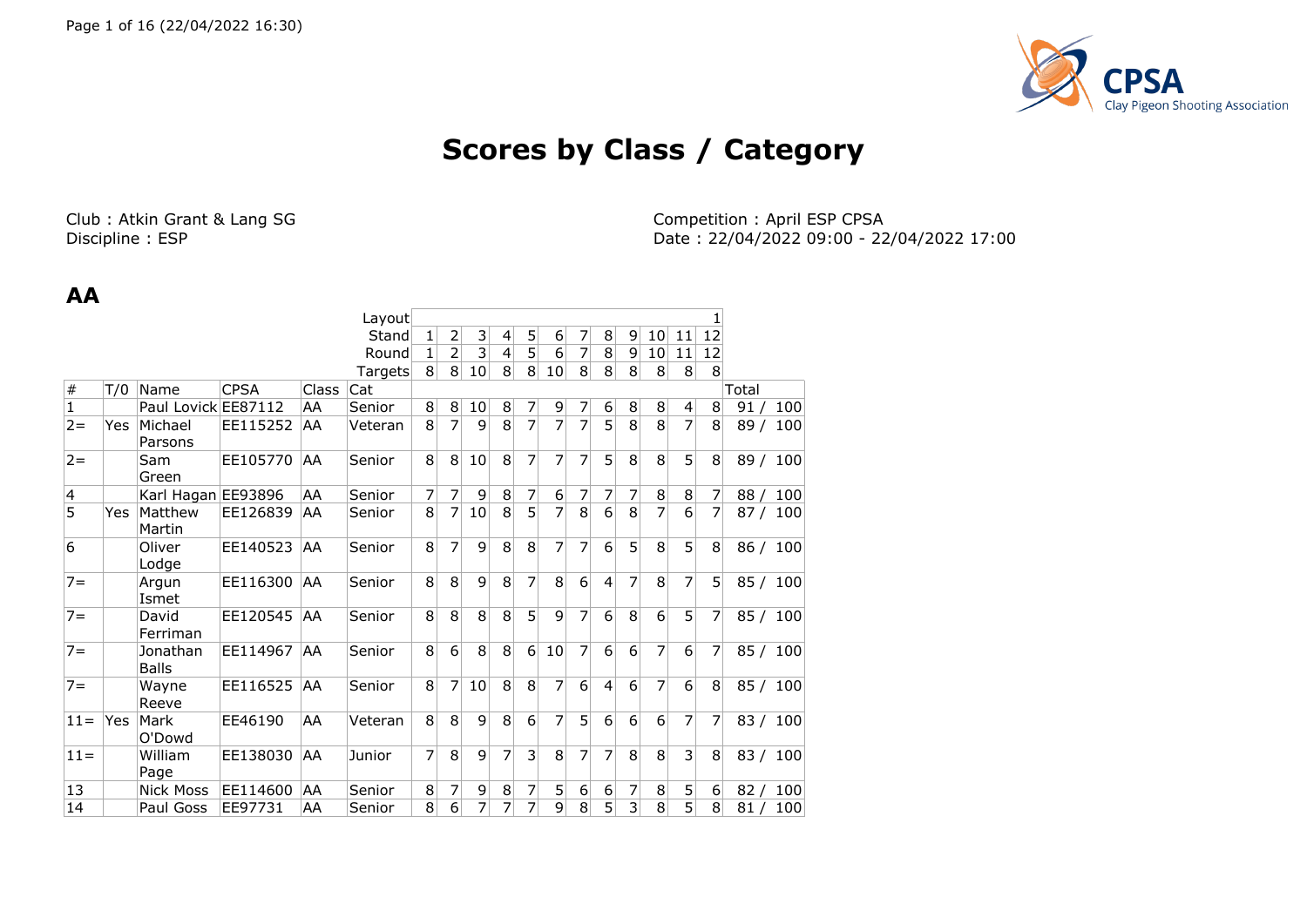# Scores by Class / Category

Club : Atkin Grant & Lang SG
Discipline : ESP

Competition : April ESP CPSA
Date : 22/04/2022 09:00 - 22/04/2022 17:00

## AA

| | | | | | Layout | | | | | | | | | | | | 1 | |
|---|---|---|---|---|---|---|---|---|---|---|---|---|---|---|---|---|---|---|
| | | | | | Stand | 1 | 2 | 3 | 4 | 5 | 6 | 7 | 8 | 9 | 10 | 11 | 12 | |
| | | | | | Round | 1 | 2 | 3 | 4 | 5 | 6 | 7 | 8 | 9 | 10 | 11 | 12 | |
| | | | | | Targets | 8 | 8 | 10 | 8 | 8 | 10 | 8 | 8 | 8 | 8 | 8 | 8 | |
| # | T/0 | Name | CPSA | Class | Cat | | | | | | | | | | | | | Total |
| 1 | | Paul Lovick | EE87112 | AA | Senior | 8 | 8 | 10 | 8 | 7 | 9 | 7 | 6 | 8 | 8 | 4 | 8 | 91 / 100 |
| 2= | Yes | Michael Parsons | EE115252 | AA | Veteran | 8 | 7 | 9 | 8 | 7 | 7 | 7 | 5 | 8 | 8 | 7 | 8 | 89 / 100 |
| 2= | | Sam Green | EE105770 | AA | Senior | 8 | 8 | 10 | 8 | 7 | 7 | 7 | 5 | 8 | 8 | 5 | 8 | 89 / 100 |
| 4 | | Karl Hagan | EE93896 | AA | Senior | 7 | 7 | 9 | 8 | 7 | 6 | 7 | 7 | 7 | 8 | 8 | 7 | 88 / 100 |
| 5 | Yes | Matthew Martin | EE126839 | AA | Senior | 8 | 7 | 10 | 8 | 5 | 7 | 8 | 6 | 8 | 7 | 6 | 7 | 87 / 100 |
| 6 | | Oliver Lodge | EE140523 | AA | Senior | 8 | 7 | 9 | 8 | 8 | 7 | 7 | 6 | 5 | 8 | 5 | 8 | 86 / 100 |
| 7= | | Argun Ismet | EE116300 | AA | Senior | 8 | 8 | 9 | 8 | 7 | 8 | 6 | 4 | 7 | 8 | 7 | 5 | 85 / 100 |
| 7= | | David Ferriman | EE120545 | AA | Senior | 8 | 8 | 8 | 8 | 5 | 9 | 7 | 6 | 8 | 6 | 5 | 7 | 85 / 100 |
| 7= | | Jonathan Balls | EE114967 | AA | Senior | 8 | 6 | 8 | 8 | 6 | 10 | 7 | 6 | 6 | 7 | 6 | 7 | 85 / 100 |
| 7= | | Wayne Reeve | EE116525 | AA | Senior | 8 | 7 | 10 | 8 | 8 | 7 | 6 | 4 | 6 | 7 | 6 | 8 | 85 / 100 |
| 11= | Yes | Mark O'Dowd | EE46190 | AA | Veteran | 8 | 8 | 9 | 8 | 6 | 7 | 5 | 6 | 6 | 6 | 7 | 7 | 83 / 100 |
| 11= | | William Page | EE138030 | AA | Junior | 7 | 8 | 9 | 7 | 3 | 8 | 7 | 7 | 8 | 8 | 3 | 8 | 83 / 100 |
| 13 | | Nick Moss | EE114600 | AA | Senior | 8 | 7 | 9 | 8 | 7 | 5 | 6 | 6 | 7 | 8 | 5 | 6 | 82 / 100 |
| 14 | | Paul Goss | EE97731 | AA | Senior | 8 | 6 | 7 | 7 | 7 | 9 | 8 | 5 | 3 | 8 | 5 | 8 | 81 / 100 |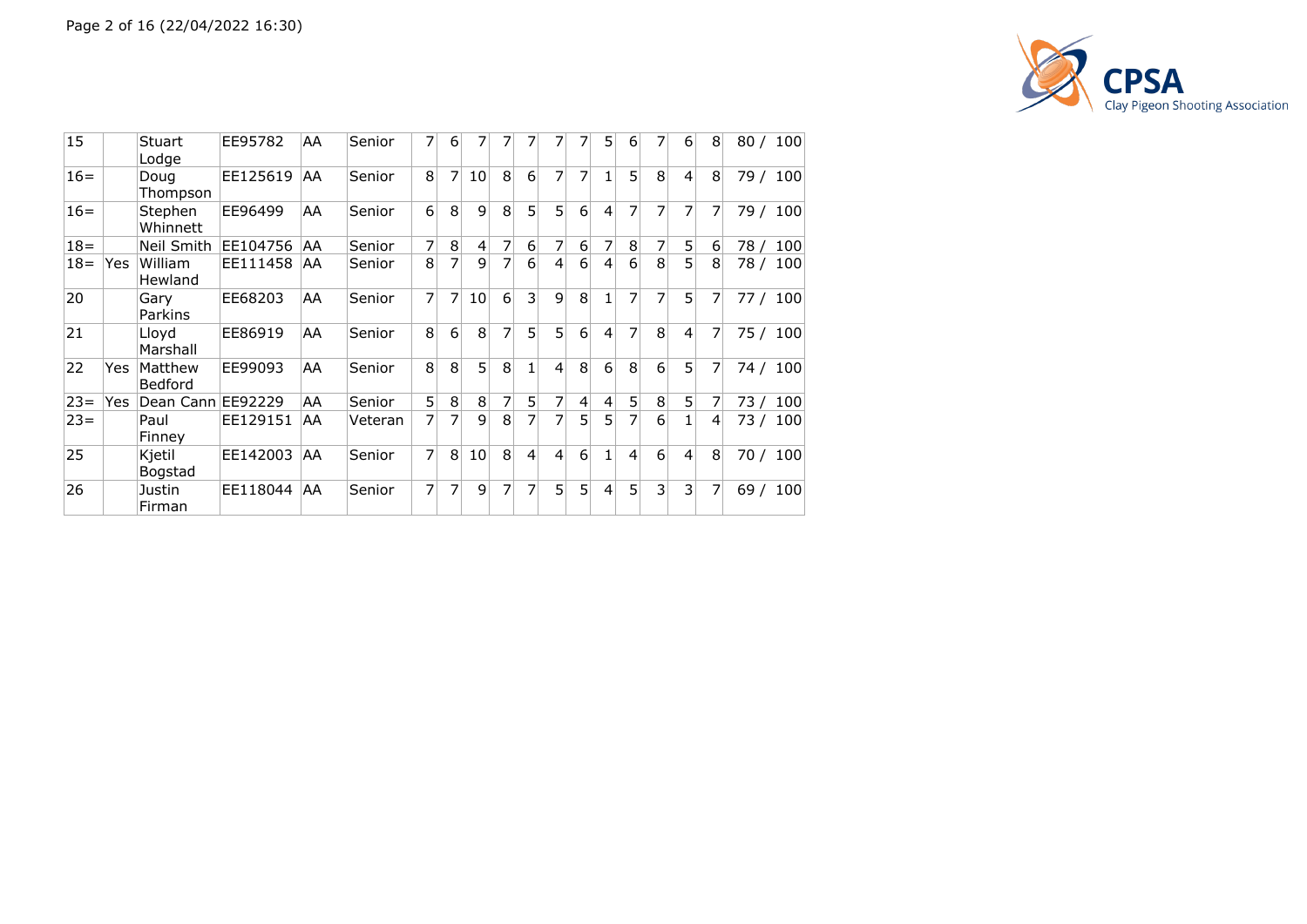| 15 | | Stuart Lodge | EE95782 | AA | Senior | 7 | 6 | 7 | 7 | 7 | 7 | 7 | 5 | 6 | 7 | 6 | 8 | 80 / 100 |
|---|---|---|---|---|---|---|---|---|---|---|---|---|---|---|---|---|---|---|
| 16= | | Doug Thompson | EE125619 | AA | Senior | 8 | 7 | 10 | 8 | 6 | 7 | 7 | 1 | 5 | 8 | 4 | 8 | 79 / 100 |
| 16= | | Stephen Whinnett | EE96499 | AA | Senior | 6 | 8 | 9 | 8 | 5 | 5 | 6 | 4 | 7 | 7 | 7 | 7 | 79 / 100 |
| 18= | | Neil Smith | EE104756 | AA | Senior | 7 | 8 | 4 | 7 | 6 | 7 | 6 | 7 | 8 | 7 | 5 | 6 | 78 / 100 |
| 18= | Yes | William Hewland | EE111458 | AA | Senior | 8 | 7 | 9 | 7 | 6 | 4 | 6 | 4 | 6 | 8 | 5 | 8 | 78 / 100 |
| 20 | | Gary Parkins | EE68203 | AA | Senior | 7 | 7 | 10 | 6 | 3 | 9 | 8 | 1 | 7 | 7 | 5 | 7 | 77 / 100 |
| 21 | | Lloyd Marshall | EE86919 | AA | Senior | 8 | 6 | 8 | 7 | 5 | 5 | 6 | 4 | 7 | 8 | 4 | 7 | 75 / 100 |
| 22 | Yes | Matthew Bedford | EE99093 | AA | Senior | 8 | 8 | 5 | 8 | 1 | 4 | 8 | 6 | 8 | 6 | 5 | 7 | 74 / 100 |
| 23= | Yes | Dean Cann | EE92229 | AA | Senior | 5 | 8 | 8 | 7 | 5 | 7 | 4 | 4 | 5 | 8 | 5 | 7 | 73 / 100 |
| 23= | | Paul Finney | EE129151 | AA | Veteran | 7 | 7 | 9 | 8 | 7 | 7 | 5 | 5 | 7 | 6 | 1 | 4 | 73 / 100 |
| 25 | | Kjetil Bogstad | EE142003 | AA | Senior | 7 | 8 | 10 | 8 | 4 | 4 | 6 | 1 | 4 | 6 | 4 | 8 | 70 / 100 |
| 26 | | Justin Firman | EE118044 | AA | Senior | 7 | 7 | 9 | 7 | 7 | 5 | 5 | 4 | 5 | 3 | 3 | 7 | 69 / 100 |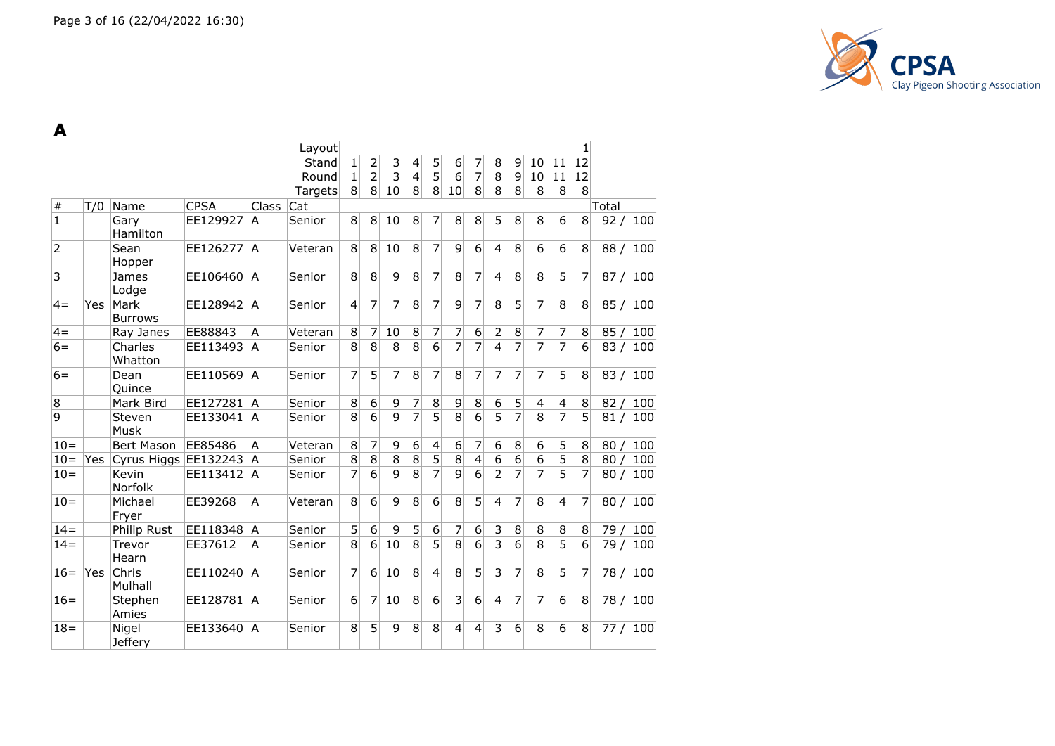# A

| | | | | | Layout | | | | | | | | | | | | 1 | |
|---|---|---|---|---|---|---|---|---|---|---|---|---|---|---|---|---|---|---|
| | | | | | Stand | 1 | 2 | 3 | 4 | 5 | 6 | 7 | 8 | 9 | 10 | 11 | 12 | |
| | | | | | Round | 1 | 2 | 3 | 4 | 5 | 6 | 7 | 8 | 9 | 10 | 11 | 12 | |
| | | | | | Targets | 8 | 8 | 10 | 8 | 8 | 10 | 8 | 8 | 8 | 8 | 8 | 8 | |
| # | T/0 | Name | CPSA | Class | Cat | | | | | | | | | | | | | Total |
| 1 | | Gary Hamilton | EE129927 | A | Senior | 8 | 8 | 10 | 8 | 7 | 8 | 8 | 5 | 8 | 8 | 6 | 8 | 92 / 100 |
| 2 | | Sean Hopper | EE126277 | A | Veteran | 8 | 8 | 10 | 8 | 7 | 9 | 6 | 4 | 8 | 6 | 6 | 8 | 88 / 100 |
| 3 | | James Lodge | EE106460 | A | Senior | 8 | 8 | 9 | 8 | 7 | 8 | 7 | 4 | 8 | 8 | 5 | 7 | 87 / 100 |
| 4= | Yes | Mark Burrows | EE128942 | A | Senior | 4 | 7 | 7 | 8 | 7 | 9 | 7 | 8 | 5 | 7 | 8 | 8 | 85 / 100 |
| 4= | | Ray Janes | EE88843 | A | Veteran | 8 | 7 | 10 | 8 | 7 | 7 | 6 | 2 | 8 | 7 | 7 | 8 | 85 / 100 |
| 6= | | Charles Whatton | EE113493 | A | Senior | 8 | 8 | 8 | 8 | 6 | 7 | 7 | 4 | 7 | 7 | 7 | 6 | 83 / 100 |
| 6= | | Dean Quince | EE110569 | A | Senior | 7 | 5 | 7 | 8 | 7 | 8 | 7 | 7 | 7 | 7 | 5 | 8 | 83 / 100 |
| 8 | | Mark Bird | EE127281 | A | Senior | 8 | 6 | 9 | 7 | 8 | 9 | 8 | 6 | 5 | 4 | 4 | 8 | 82 / 100 |
| 9 | | Steven Musk | EE133041 | A | Senior | 8 | 6 | 9 | 7 | 5 | 8 | 6 | 5 | 7 | 8 | 7 | 5 | 81 / 100 |
| 10= | | Bert Mason | EE85486 | A | Veteran | 8 | 7 | 9 | 6 | 4 | 6 | 7 | 6 | 8 | 6 | 5 | 8 | 80 / 100 |
| 10= | Yes | Cyrus Higgs | EE132243 | A | Senior | 8 | 8 | 8 | 8 | 5 | 8 | 4 | 6 | 6 | 6 | 5 | 8 | 80 / 100 |
| 10= | | Kevin Norfolk | EE113412 | A | Senior | 7 | 6 | 9 | 8 | 7 | 9 | 6 | 2 | 7 | 7 | 5 | 7 | 80 / 100 |
| 10= | | Michael Fryer | EE39268 | A | Veteran | 8 | 6 | 9 | 8 | 6 | 8 | 5 | 4 | 7 | 8 | 4 | 7 | 80 / 100 |
| 14= | | Philip Rust | EE118348 | A | Senior | 5 | 6 | 9 | 5 | 6 | 7 | 6 | 3 | 8 | 8 | 8 | 8 | 79 / 100 |
| 14= | | Trevor Hearn | EE37612 | A | Senior | 8 | 6 | 10 | 8 | 5 | 8 | 6 | 3 | 6 | 8 | 5 | 6 | 79 / 100 |
| 16= | Yes | Chris Mulhall | EE110240 | A | Senior | 7 | 6 | 10 | 8 | 4 | 8 | 5 | 3 | 7 | 8 | 5 | 7 | 78 / 100 |
| 16= | | Stephen Amies | EE128781 | A | Senior | 6 | 7 | 10 | 8 | 6 | 3 | 6 | 4 | 7 | 7 | 6 | 8 | 78 / 100 |
| 18= | | Nigel Jeffery | EE133640 | A | Senior | 8 | 5 | 9 | 8 | 8 | 4 | 4 | 3 | 6 | 8 | 6 | 8 | 77 / 100 |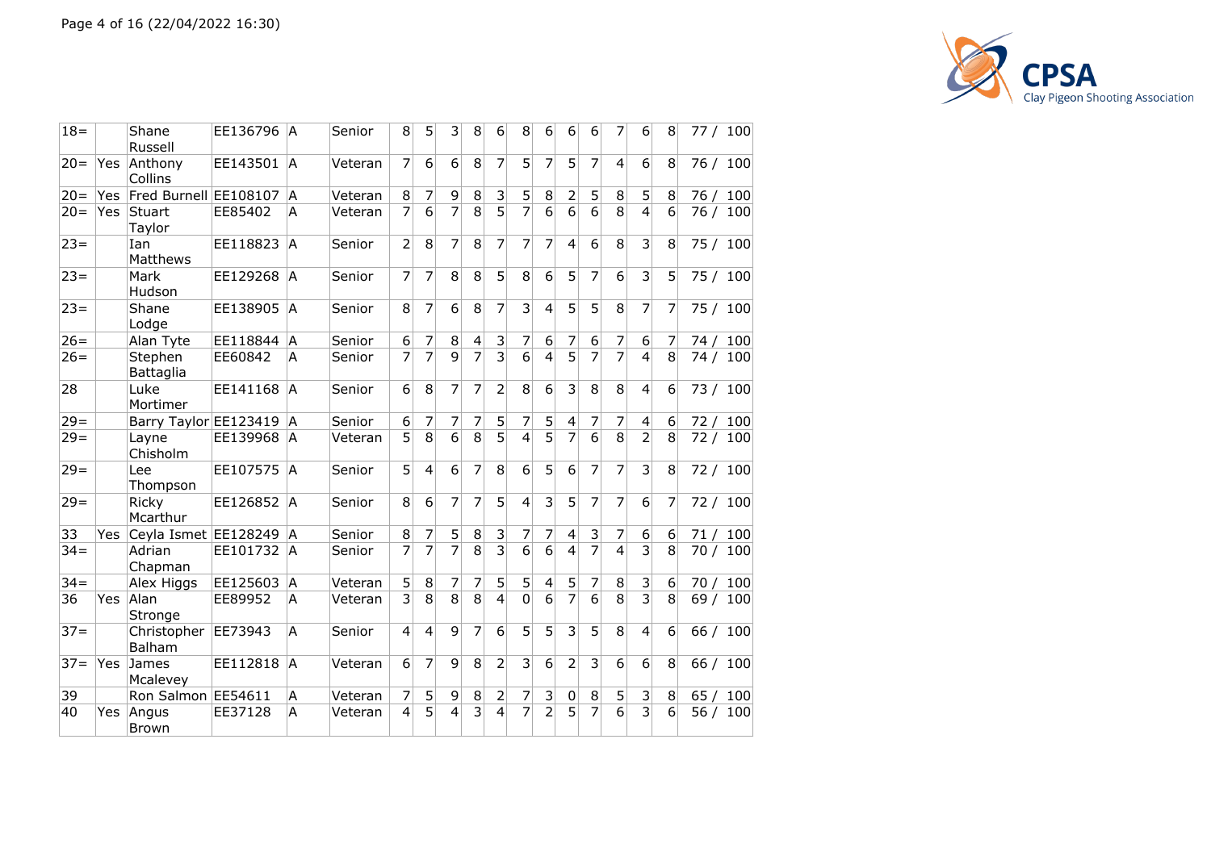| | | | | | | | | | | | | | | | | | | |
|---|---|---|---|---|---|---|---|---|---|---|---|---|---|---|---|---|---|---|
| 18= | | Shane Russell | EE136796 | A | Senior | 8 | 5 | 3 | 8 | 6 | 8 | 6 | 6 | 6 | 7 | 6 | 8 | 77 / 100 |
| 20= | Yes | Anthony Collins | EE143501 | A | Veteran | 7 | 6 | 6 | 8 | 7 | 5 | 7 | 5 | 7 | 4 | 6 | 8 | 76 / 100 |
| 20= | Yes | Fred Burnell | EE108107 | A | Veteran | 8 | 7 | 9 | 8 | 3 | 5 | 8 | 2 | 5 | 8 | 5 | 8 | 76 / 100 |
| 20= | Yes | Stuart Taylor | EE85402 | A | Veteran | 7 | 6 | 7 | 8 | 5 | 7 | 6 | 6 | 6 | 8 | 4 | 6 | 76 / 100 |
| 23= | | Ian Matthews | EE118823 | A | Senior | 2 | 8 | 7 | 8 | 7 | 7 | 7 | 4 | 6 | 8 | 3 | 8 | 75 / 100 |
| 23= | | Mark Hudson | EE129268 | A | Senior | 7 | 7 | 8 | 8 | 5 | 8 | 6 | 5 | 7 | 6 | 3 | 5 | 75 / 100 |
| 23= | | Shane Lodge | EE138905 | A | Senior | 8 | 7 | 6 | 8 | 7 | 3 | 4 | 5 | 5 | 8 | 7 | 7 | 75 / 100 |
| 26= | | Alan Tyte | EE118844 | A | Senior | 6 | 7 | 8 | 4 | 3 | 7 | 6 | 7 | 6 | 7 | 6 | 7 | 74 / 100 |
| 26= | | Stephen Battaglia | EE60842 | A | Senior | 7 | 7 | 9 | 7 | 3 | 6 | 4 | 5 | 7 | 7 | 4 | 8 | 74 / 100 |
| 28 | | Luke Mortimer | EE141168 | A | Senior | 6 | 8 | 7 | 7 | 2 | 8 | 6 | 3 | 8 | 8 | 4 | 6 | 73 / 100 |
| 29= | | Barry Taylor | EE123419 | A | Senior | 6 | 7 | 7 | 7 | 5 | 7 | 5 | 4 | 7 | 7 | 4 | 6 | 72 / 100 |
| 29= | | Layne Chisholm | EE139968 | A | Veteran | 5 | 8 | 6 | 8 | 5 | 4 | 5 | 7 | 6 | 8 | 2 | 8 | 72 / 100 |
| 29= | | Lee Thompson | EE107575 | A | Senior | 5 | 4 | 6 | 7 | 8 | 6 | 5 | 6 | 7 | 7 | 3 | 8 | 72 / 100 |
| 29= | | Ricky Mcarthur | EE126852 | A | Senior | 8 | 6 | 7 | 7 | 5 | 4 | 3 | 5 | 7 | 7 | 6 | 7 | 72 / 100 |
| 33 | Yes | Ceyla Ismet | EE128249 | A | Senior | 8 | 7 | 5 | 8 | 3 | 7 | 7 | 4 | 3 | 7 | 6 | 6 | 71 / 100 |
| 34= | | Adrian Chapman | EE101732 | A | Senior | 7 | 7 | 7 | 8 | 3 | 6 | 6 | 4 | 7 | 4 | 3 | 8 | 70 / 100 |
| 34= | | Alex Higgs | EE125603 | A | Veteran | 5 | 8 | 7 | 7 | 5 | 5 | 4 | 5 | 7 | 8 | 3 | 6 | 70 / 100 |
| 36 | Yes | Alan Stronge | EE89952 | A | Veteran | 3 | 8 | 8 | 8 | 4 | 0 | 6 | 7 | 6 | 8 | 3 | 8 | 69 / 100 |
| 37= | | Christopher Balham | EE73943 | A | Senior | 4 | 4 | 9 | 7 | 6 | 5 | 5 | 3 | 5 | 8 | 4 | 6 | 66 / 100 |
| 37= | Yes | James Mcalevey | EE112818 | A | Veteran | 6 | 7 | 9 | 8 | 2 | 3 | 6 | 2 | 3 | 6 | 6 | 8 | 66 / 100 |
| 39 | | Ron Salmon | EE54611 | A | Veteran | 7 | 5 | 9 | 8 | 2 | 7 | 3 | 0 | 8 | 5 | 3 | 8 | 65 / 100 |
| 40 | Yes | Angus Brown | EE37128 | A | Veteran | 4 | 5 | 4 | 3 | 4 | 7 | 2 | 5 | 7 | 6 | 3 | 6 | 56 / 100 |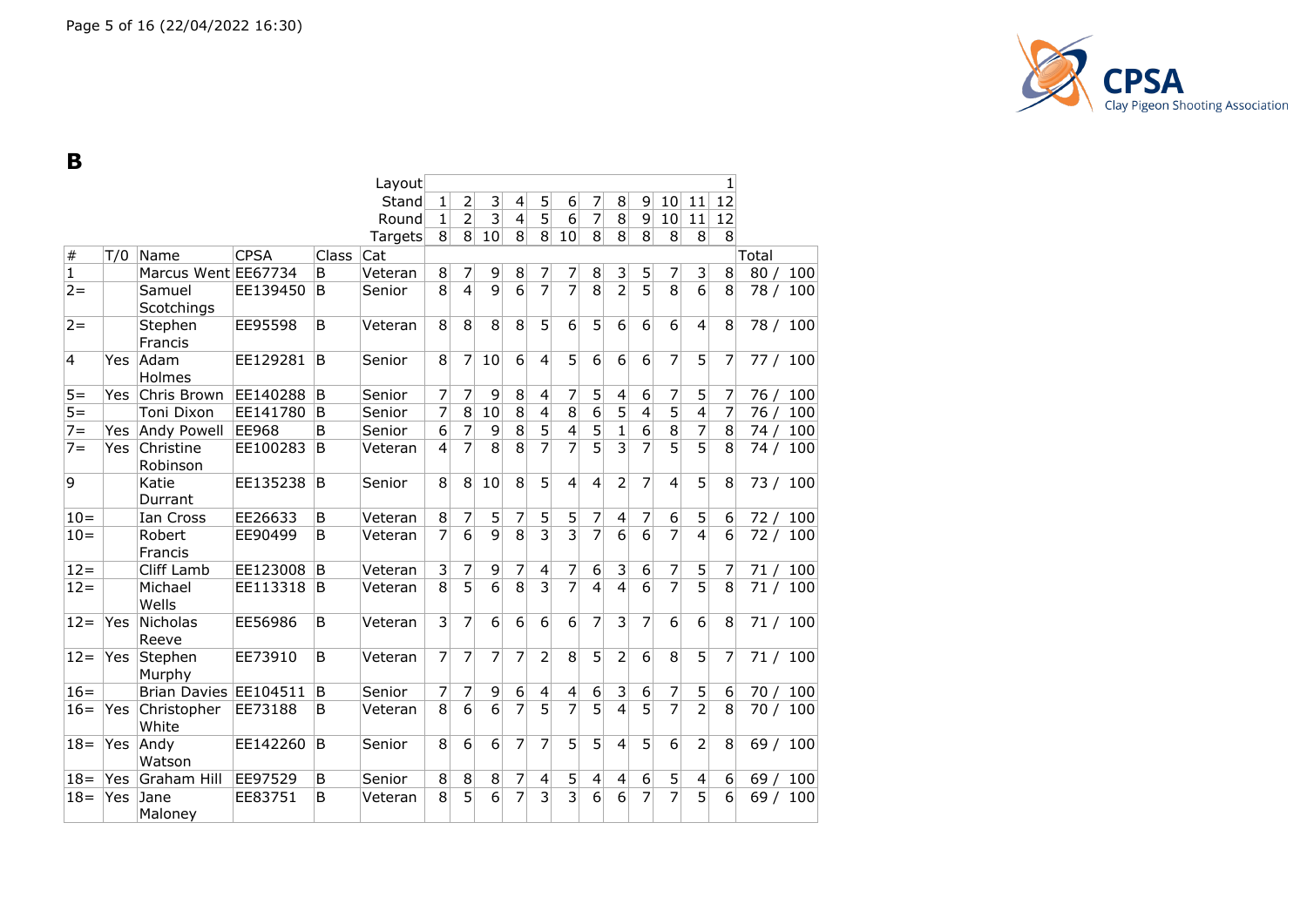# B

| | | | | | Layout | | | | | | | | | | | | 1 | |
|---|---|---|---|---|---|---|---|---|---|---|---|---|---|---|---|---|---|---|
| | | | | | Stand | 1 | 2 | 3 | 4 | 5 | 6 | 7 | 8 | 9 | 10 | 11 | 12 | |
| | | | | | Round | 1 | 2 | 3 | 4 | 5 | 6 | 7 | 8 | 9 | 10 | 11 | 12 | |
| | | | | | Targets | 8 | 8 | 10 | 8 | 8 | 10 | 8 | 8 | 8 | 8 | 8 | 8 | |
| # | T/0 | Name | CPSA | Class | Cat | | | | | | | | | | | | | Total |
| 1 | | Marcus Went | EE67734 | B | Veteran | 8 | 7 | 9 | 8 | 7 | 7 | 8 | 3 | 5 | 7 | 3 | 8 | 80 / 100 |
| 2= | | Samuel Scotchings | EE139450 | B | Senior | 8 | 4 | 9 | 6 | 7 | 7 | 8 | 2 | 5 | 8 | 6 | 8 | 78 / 100 |
| 2= | | Stephen Francis | EE95598 | B | Veteran | 8 | 8 | 8 | 8 | 5 | 6 | 5 | 6 | 6 | 6 | 4 | 8 | 78 / 100 |
| 4 | Yes | Adam Holmes | EE129281 | B | Senior | 8 | 7 | 10 | 6 | 4 | 5 | 6 | 6 | 6 | 7 | 5 | 7 | 77 / 100 |
| 5= | Yes | Chris Brown | EE140288 | B | Senior | 7 | 7 | 9 | 8 | 4 | 7 | 5 | 4 | 6 | 7 | 5 | 7 | 76 / 100 |
| 5= | | Toni Dixon | EE141780 | B | Senior | 7 | 8 | 10 | 8 | 4 | 8 | 6 | 5 | 4 | 5 | 4 | 7 | 76 / 100 |
| 7= | Yes | Andy Powell | EE968 | B | Senior | 6 | 7 | 9 | 8 | 5 | 4 | 5 | 1 | 6 | 8 | 7 | 8 | 74 / 100 |
| 7= | Yes | Christine Robinson | EE100283 | B | Veteran | 4 | 7 | 8 | 8 | 7 | 7 | 5 | 3 | 7 | 5 | 5 | 8 | 74 / 100 |
| 9 | | Katie Durrant | EE135238 | B | Senior | 8 | 8 | 10 | 8 | 5 | 4 | 4 | 2 | 7 | 4 | 5 | 8 | 73 / 100 |
| 10= | | Ian Cross | EE26633 | B | Veteran | 8 | 7 | 5 | 7 | 5 | 5 | 7 | 4 | 7 | 6 | 5 | 6 | 72 / 100 |
| 10= | | Robert Francis | EE90499 | B | Veteran | 7 | 6 | 9 | 8 | 3 | 3 | 7 | 6 | 6 | 7 | 4 | 6 | 72 / 100 |
| 12= | | Cliff Lamb | EE123008 | B | Veteran | 3 | 7 | 9 | 7 | 4 | 7 | 6 | 3 | 6 | 7 | 5 | 7 | 71 / 100 |
| 12= | | Michael Wells | EE113318 | B | Veteran | 8 | 5 | 6 | 8 | 3 | 7 | 4 | 4 | 6 | 7 | 5 | 8 | 71 / 100 |
| 12= | Yes | Nicholas Reeve | EE56986 | B | Veteran | 3 | 7 | 6 | 6 | 6 | 6 | 7 | 3 | 7 | 6 | 6 | 8 | 71 / 100 |
| 12= | Yes | Stephen Murphy | EE73910 | B | Veteran | 7 | 7 | 7 | 7 | 2 | 8 | 5 | 2 | 6 | 8 | 5 | 7 | 71 / 100 |
| 16= | | Brian Davies | EE104511 | B | Senior | 7 | 7 | 9 | 6 | 4 | 4 | 6 | 3 | 6 | 7 | 5 | 6 | 70 / 100 |
| 16= | Yes | Christopher White | EE73188 | B | Veteran | 8 | 6 | 6 | 7 | 5 | 7 | 5 | 4 | 5 | 7 | 2 | 8 | 70 / 100 |
| 18= | Yes | Andy Watson | EE142260 | B | Senior | 8 | 6 | 6 | 7 | 7 | 5 | 5 | 4 | 5 | 6 | 2 | 8 | 69 / 100 |
| 18= | Yes | Graham Hill | EE97529 | B | Senior | 8 | 8 | 8 | 7 | 4 | 5 | 4 | 4 | 6 | 5 | 4 | 6 | 69 / 100 |
| 18= | Yes | Jane Maloney | EE83751 | B | Veteran | 8 | 5 | 6 | 7 | 3 | 3 | 6 | 6 | 7 | 7 | 5 | 6 | 69 / 100 |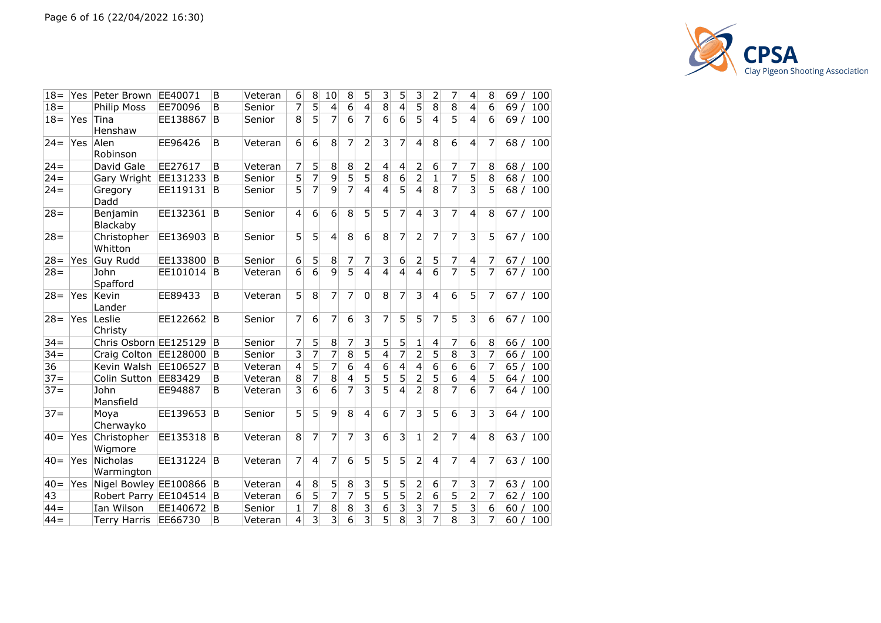| 18= | Yes | Peter Brown | EE40071 | B | Veteran | 6 | 8 | 10 | 8 | 5 | 3 | 5 | 3 | 2 | 7 | 4 | 8 | 69 / 100 |
|---|---|---|---|---|---|---|---|---|---|---|---|---|---|---|---|---|---|---|
| 18= | | Philip Moss | EE70096 | B | Senior | 7 | 5 | 4 | 6 | 4 | 8 | 4 | 5 | 8 | 8 | 4 | 6 | 69 / 100 |
| 18= | Yes | Tina Henshaw | EE138867 | B | Senior | 8 | 5 | 7 | 6 | 7 | 6 | 6 | 5 | 4 | 5 | 4 | 6 | 69 / 100 |
| 24= | Yes | Alen Robinson | EE96426 | B | Veteran | 6 | 6 | 8 | 7 | 2 | 3 | 7 | 4 | 8 | 6 | 4 | 7 | 68 / 100 |
| 24= | | David Gale | EE27617 | B | Veteran | 7 | 5 | 8 | 8 | 2 | 4 | 4 | 2 | 6 | 7 | 7 | 8 | 68 / 100 |
| 24= | | Gary Wright | EE131233 | B | Senior | 5 | 7 | 9 | 5 | 5 | 8 | 6 | 2 | 1 | 7 | 5 | 8 | 68 / 100 |
| 24= | | Gregory Dadd | EE119131 | B | Senior | 5 | 7 | 9 | 7 | 4 | 4 | 5 | 4 | 8 | 7 | 3 | 5 | 68 / 100 |
| 28= | | Benjamin Blackaby | EE132361 | B | Senior | 4 | 6 | 6 | 8 | 5 | 5 | 7 | 4 | 3 | 7 | 4 | 8 | 67 / 100 |
| 28= | | Christopher Whitton | EE136903 | B | Senior | 5 | 5 | 4 | 8 | 6 | 8 | 7 | 2 | 7 | 7 | 3 | 5 | 67 / 100 |
| 28= | Yes | Guy Rudd | EE133800 | B | Senior | 6 | 5 | 8 | 7 | 7 | 3 | 6 | 2 | 5 | 7 | 4 | 7 | 67 / 100 |
| 28= | | John Spafford | EE101014 | B | Veteran | 6 | 6 | 9 | 5 | 4 | 4 | 4 | 4 | 6 | 7 | 5 | 7 | 67 / 100 |
| 28= | Yes | Kevin Lander | EE89433 | B | Veteran | 5 | 8 | 7 | 7 | 0 | 8 | 7 | 3 | 4 | 6 | 5 | 7 | 67 / 100 |
| 28= | Yes | Leslie Christy | EE122662 | B | Senior | 7 | 6 | 7 | 6 | 3 | 7 | 5 | 5 | 7 | 5 | 3 | 6 | 67 / 100 |
| 34= | | Chris Osborn | EE125129 | B | Senior | 7 | 5 | 8 | 7 | 3 | 5 | 5 | 1 | 4 | 7 | 6 | 8 | 66 / 100 |
| 34= | | Craig Colton | EE128000 | B | Senior | 3 | 7 | 7 | 8 | 5 | 4 | 7 | 2 | 5 | 8 | 3 | 7 | 66 / 100 |
| 36 | | Kevin Walsh | EE106527 | B | Veteran | 4 | 5 | 7 | 6 | 4 | 6 | 4 | 4 | 6 | 6 | 6 | 7 | 65 / 100 |
| 37= | | Colin Sutton | EE83429 | B | Veteran | 8 | 7 | 8 | 4 | 5 | 5 | 5 | 2 | 5 | 6 | 4 | 5 | 64 / 100 |
| 37= | | John Mansfield | EE94887 | B | Veteran | 3 | 6 | 6 | 7 | 3 | 5 | 4 | 2 | 8 | 7 | 6 | 7 | 64 / 100 |
| 37= | | Moya Cherwayko | EE139653 | B | Senior | 5 | 5 | 9 | 8 | 4 | 6 | 7 | 3 | 5 | 6 | 3 | 3 | 64 / 100 |
| 40= | Yes | Christopher Wigmore | EE135318 | B | Veteran | 8 | 7 | 7 | 7 | 3 | 6 | 3 | 1 | 2 | 7 | 4 | 8 | 63 / 100 |
| 40= | Yes | Nicholas Warmington | EE131224 | B | Veteran | 7 | 4 | 7 | 6 | 5 | 5 | 5 | 2 | 4 | 7 | 4 | 7 | 63 / 100 |
| 40= | Yes | Nigel Bowley | EE100866 | B | Veteran | 4 | 8 | 5 | 8 | 3 | 5 | 5 | 2 | 6 | 7 | 3 | 7 | 63 / 100 |
| 43 | | Robert Parry | EE104514 | B | Veteran | 6 | 5 | 7 | 7 | 5 | 5 | 5 | 2 | 6 | 5 | 2 | 7 | 62 / 100 |
| 44= | | Ian Wilson | EE140672 | B | Senior | 1 | 7 | 8 | 8 | 3 | 6 | 3 | 3 | 7 | 5 | 3 | 6 | 60 / 100 |
| 44= | | Terry Harris | EE66730 | B | Veteran | 4 | 3 | 3 | 6 | 3 | 5 | 8 | 3 | 7 | 8 | 3 | 7 | 60 / 100 |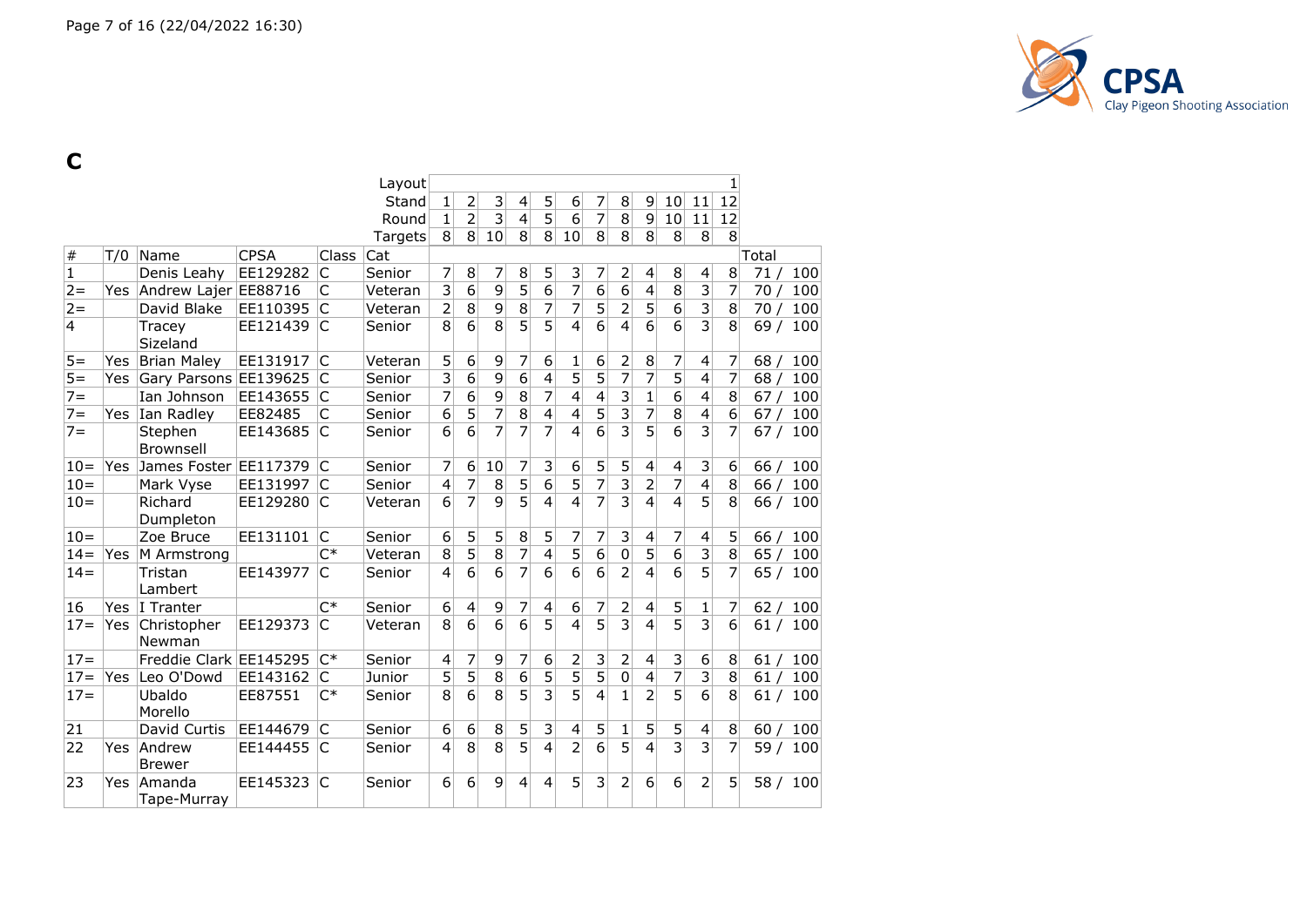# C

| # | T/0 | Name | CPSA | Class | Cat | 1 | 2 | 3 | 4 | 5 | 6 | 7 | 8 | 9 | 10 | 11 | 12 | Total |
|---|---|---|---|---|---|---|---|---|---|---|---|---|---|---|---|---|---|---|
| | | | | | Layout | | | | | | | | | | | | 1 | |
| | | | | | Stand | 1 | 2 | 3 | 4 | 5 | 6 | 7 | 8 | 9 | 10 | 11 | 12 | |
| | | | | | Round | 1 | 2 | 3 | 4 | 5 | 6 | 7 | 8 | 9 | 10 | 11 | 12 | |
| | | | | | Targets | 8 | 8 | 10 | 8 | 8 | 10 | 8 | 8 | 8 | 8 | 8 | 8 | |
| 1 | | Denis Leahy | EE129282 | C | Senior | 7 | 8 | 7 | 8 | 5 | 3 | 7 | 2 | 4 | 8 | 4 | 8 | 71 / 100 |
| 2= | Yes | Andrew Lajer | EE88716 | C | Veteran | 3 | 6 | 9 | 5 | 6 | 7 | 6 | 6 | 4 | 8 | 3 | 7 | 70 / 100 |
| 2= | | David Blake | EE110395 | C | Veteran | 2 | 8 | 9 | 8 | 7 | 7 | 5 | 2 | 5 | 6 | 3 | 8 | 70 / 100 |
| 4 | | Tracey Sizeland | EE121439 | C | Senior | 8 | 6 | 8 | 5 | 5 | 4 | 6 | 4 | 6 | 6 | 3 | 8 | 69 / 100 |
| 5= | Yes | Brian Maley | EE131917 | C | Veteran | 5 | 6 | 9 | 7 | 6 | 1 | 6 | 2 | 8 | 7 | 4 | 7 | 68 / 100 |
| 5= | Yes | Gary Parsons | EE139625 | C | Senior | 3 | 6 | 9 | 6 | 4 | 5 | 5 | 7 | 7 | 5 | 4 | 7 | 68 / 100 |
| 7= | | Ian Johnson | EE143655 | C | Senior | 7 | 6 | 9 | 8 | 7 | 4 | 4 | 3 | 1 | 6 | 4 | 8 | 67 / 100 |
| 7= | Yes | Ian Radley | EE82485 | C | Senior | 6 | 5 | 7 | 8 | 4 | 4 | 5 | 3 | 7 | 8 | 4 | 6 | 67 / 100 |
| 7= | | Stephen Brownsell | EE143685 | C | Senior | 6 | 6 | 7 | 7 | 7 | 4 | 6 | 3 | 5 | 6 | 3 | 7 | 67 / 100 |
| 10= | Yes | James Foster | EE117379 | C | Senior | 7 | 6 | 10 | 7 | 3 | 6 | 5 | 5 | 4 | 4 | 3 | 6 | 66 / 100 |
| 10= | | Mark Vyse | EE131997 | C | Senior | 4 | 7 | 8 | 5 | 6 | 5 | 7 | 3 | 2 | 7 | 4 | 8 | 66 / 100 |
| 10= | | Richard Dumpleton | EE129280 | C | Veteran | 6 | 7 | 9 | 5 | 4 | 4 | 7 | 3 | 4 | 4 | 5 | 8 | 66 / 100 |
| 10= | | Zoe Bruce | EE131101 | C | Senior | 6 | 5 | 5 | 8 | 5 | 7 | 7 | 3 | 4 | 7 | 4 | 5 | 66 / 100 |
| 14= | Yes | M Armstrong | | C* | Veteran | 8 | 5 | 8 | 7 | 4 | 5 | 6 | 0 | 5 | 6 | 3 | 8 | 65 / 100 |
| 14= | | Tristan Lambert | EE143977 | C | Senior | 4 | 6 | 6 | 7 | 6 | 6 | 6 | 2 | 4 | 6 | 5 | 7 | 65 / 100 |
| 16 | Yes | I Tranter | | C* | Senior | 6 | 4 | 9 | 7 | 4 | 6 | 7 | 2 | 4 | 5 | 1 | 7 | 62 / 100 |
| 17= | Yes | Christopher Newman | EE129373 | C | Veteran | 8 | 6 | 6 | 6 | 5 | 4 | 5 | 3 | 4 | 5 | 3 | 6 | 61 / 100 |
| 17= | | Freddie Clark | EE145295 | C* | Senior | 4 | 7 | 9 | 7 | 6 | 2 | 3 | 2 | 4 | 3 | 6 | 8 | 61 / 100 |
| 17= | Yes | Leo O'Dowd | EE143162 | C | Junior | 5 | 5 | 8 | 6 | 5 | 5 | 5 | 0 | 4 | 7 | 3 | 8 | 61 / 100 |
| 17= | | Ubaldo Morello | EE87551 | C* | Senior | 8 | 6 | 8 | 5 | 3 | 5 | 4 | 1 | 2 | 5 | 6 | 8 | 61 / 100 |
| 21 | | David Curtis | EE144679 | C | Senior | 6 | 6 | 8 | 5 | 3 | 4 | 5 | 1 | 5 | 5 | 4 | 8 | 60 / 100 |
| 22 | Yes | Andrew Brewer | EE144455 | C | Senior | 4 | 8 | 8 | 5 | 4 | 2 | 6 | 5 | 4 | 3 | 3 | 7 | 59 / 100 |
| 23 | Yes | Amanda Tape-Murray | EE145323 | C | Senior | 6 | 6 | 9 | 4 | 4 | 5 | 3 | 2 | 6 | 6 | 2 | 5 | 58 / 100 |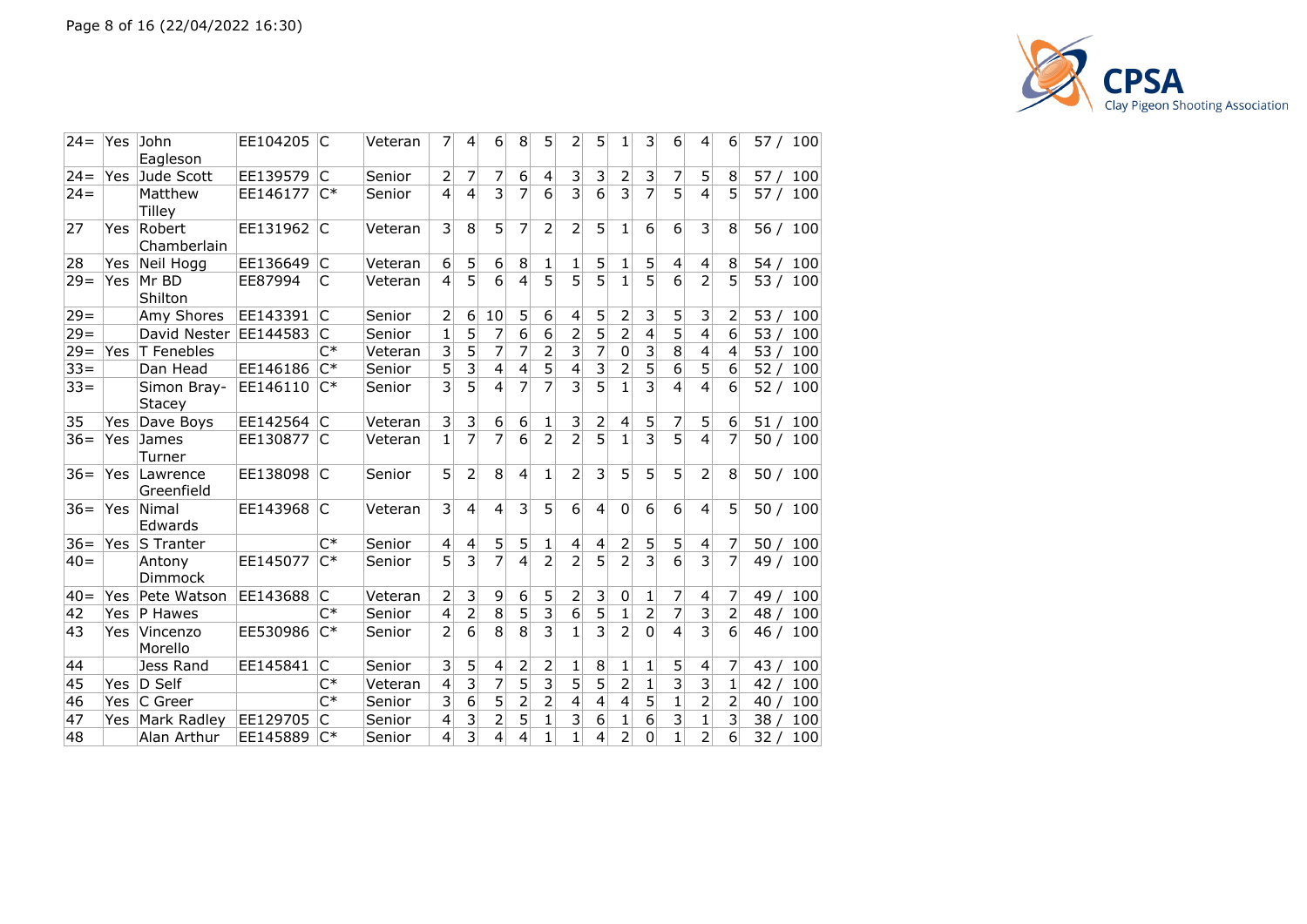| | | | | | | | | | | | | | | | | | | |
|---|---|---|---|---|---|---|---|---|---|---|---|---|---|---|---|---|---|---|
| 24= | Yes | John Eagleson | EE104205 | C | Veteran | 7 | 4 | 6 | 8 | 5 | 2 | 5 | 1 | 3 | 6 | 4 | 6 | 57 / 100 |
| 24= | Yes | Jude Scott | EE139579 | C | Senior | 2 | 7 | 7 | 6 | 4 | 3 | 3 | 2 | 3 | 7 | 5 | 8 | 57 / 100 |
| 24= | | Matthew Tilley | EE146177 | C* | Senior | 4 | 4 | 3 | 7 | 6 | 3 | 6 | 3 | 7 | 5 | 4 | 5 | 57 / 100 |
| 27 | Yes | Robert Chamberlain | EE131962 | C | Veteran | 3 | 8 | 5 | 7 | 2 | 2 | 5 | 1 | 6 | 6 | 3 | 8 | 56 / 100 |
| 28 | Yes | Neil Hogg | EE136649 | C | Veteran | 6 | 5 | 6 | 8 | 1 | 1 | 5 | 1 | 5 | 4 | 4 | 8 | 54 / 100 |
| 29= | Yes | Mr BD Shilton | EE87994 | C | Veteran | 4 | 5 | 6 | 4 | 5 | 5 | 5 | 1 | 5 | 6 | 2 | 5 | 53 / 100 |
| 29= | | Amy Shores | EE143391 | C | Senior | 2 | 6 | 10 | 5 | 6 | 4 | 5 | 2 | 3 | 5 | 3 | 2 | 53 / 100 |
| 29= | | David Nester | EE144583 | C | Senior | 1 | 5 | 7 | 6 | 6 | 2 | 5 | 2 | 4 | 5 | 4 | 6 | 53 / 100 |
| 29= | Yes | T Fenebles | | C* | Veteran | 3 | 5 | 7 | 7 | 2 | 3 | 7 | 0 | 3 | 8 | 4 | 4 | 53 / 100 |
| 33= | | Dan Head | EE146186 | C* | Senior | 5 | 3 | 4 | 4 | 5 | 4 | 3 | 2 | 5 | 6 | 5 | 6 | 52 / 100 |
| 33= | | Simon Bray-Stacey | EE146110 | C* | Senior | 3 | 5 | 4 | 7 | 7 | 3 | 5 | 1 | 3 | 4 | 4 | 6 | 52 / 100 |
| 35 | Yes | Dave Boys | EE142564 | C | Veteran | 3 | 3 | 6 | 6 | 1 | 3 | 2 | 4 | 5 | 7 | 5 | 6 | 51 / 100 |
| 36= | Yes | James Turner | EE130877 | C | Veteran | 1 | 7 | 7 | 6 | 2 | 2 | 5 | 1 | 3 | 5 | 4 | 7 | 50 / 100 |
| 36= | Yes | Lawrence Greenfield | EE138098 | C | Senior | 5 | 2 | 8 | 4 | 1 | 2 | 3 | 5 | 5 | 5 | 2 | 8 | 50 / 100 |
| 36= | Yes | Nimal Edwards | EE143968 | C | Veteran | 3 | 4 | 4 | 3 | 5 | 6 | 4 | 0 | 6 | 6 | 4 | 5 | 50 / 100 |
| 36= | Yes | S Tranter | | C* | Senior | 4 | 4 | 5 | 5 | 1 | 4 | 4 | 2 | 5 | 5 | 4 | 7 | 50 / 100 |
| 40= | | Antony Dimmock | EE145077 | C* | Senior | 5 | 3 | 7 | 4 | 2 | 2 | 5 | 2 | 3 | 6 | 3 | 7 | 49 / 100 |
| 40= | Yes | Pete Watson | EE143688 | C | Veteran | 2 | 3 | 9 | 6 | 5 | 2 | 3 | 0 | 1 | 7 | 4 | 7 | 49 / 100 |
| 42 | Yes | P Hawes | | C* | Senior | 4 | 2 | 8 | 5 | 3 | 6 | 5 | 1 | 2 | 7 | 3 | 2 | 48 / 100 |
| 43 | Yes | Vincenzo Morello | EE530986 | C* | Senior | 2 | 6 | 8 | 8 | 3 | 1 | 3 | 2 | 0 | 4 | 3 | 6 | 46 / 100 |
| 44 | | Jess Rand | EE145841 | C | Senior | 3 | 5 | 4 | 2 | 2 | 1 | 8 | 1 | 1 | 5 | 4 | 7 | 43 / 100 |
| 45 | Yes | D Self | | C* | Veteran | 4 | 3 | 7 | 5 | 3 | 5 | 5 | 2 | 1 | 3 | 3 | 1 | 42 / 100 |
| 46 | Yes | C Greer | | C* | Senior | 3 | 6 | 5 | 2 | 2 | 4 | 4 | 4 | 5 | 1 | 2 | 2 | 40 / 100 |
| 47 | Yes | Mark Radley | EE129705 | C | Senior | 4 | 3 | 2 | 5 | 1 | 3 | 6 | 1 | 6 | 3 | 1 | 3 | 38 / 100 |
| 48 | | Alan Arthur | EE145889 | C* | Senior | 4 | 3 | 4 | 4 | 1 | 1 | 4 | 2 | 0 | 1 | 2 | 6 | 32 / 100 |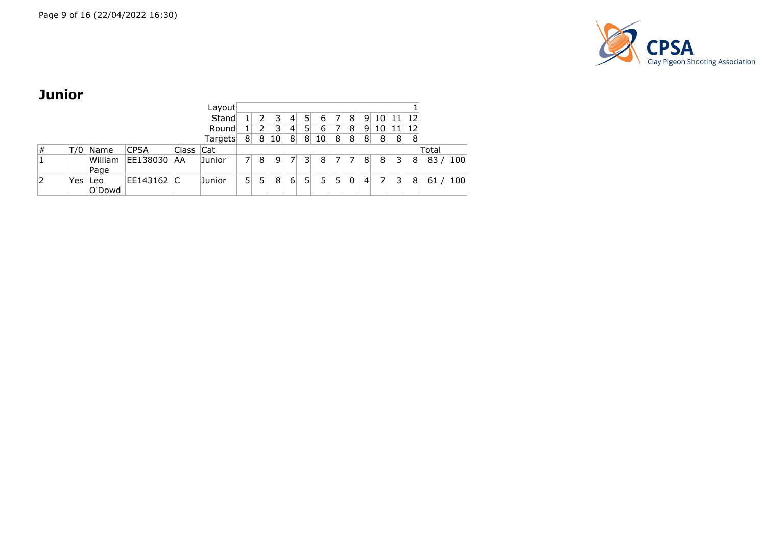## Junior

| # | T/0 | Name | CPSA | Class | Cat | | | | | | | | | | | | | Total |
|---|---|---|---|---|---|---|---|---|---|---|---|---|---|---|---|---|---|---|
| | | | | | Layout | | | | | | | | | | | | 1 | |
| | | | | | Stand | 1 | 2 | 3 | 4 | 5 | 6 | 7 | 8 | 9 | 10 | 11 | 12 | |
| | | | | | Round | 1 | 2 | 3 | 4 | 5 | 6 | 7 | 8 | 9 | 10 | 11 | 12 | |
| | | | | | Targets | 8 | 8 | 10 | 8 | 8 | 10 | 8 | 8 | 8 | 8 | 8 | 8 | |
| 1 | | William Page | EE138030 | AA | Junior | 7 | 8 | 9 | 7 | 3 | 8 | 7 | 7 | 8 | 8 | 3 | 8 | 83 / 100 |
| 2 | Yes | Leo O'Dowd | EE143162 | C | Junior | 5 | 5 | 8 | 6 | 5 | 5 | 5 | 0 | 4 | 7 | 3 | 8 | 61 / 100 |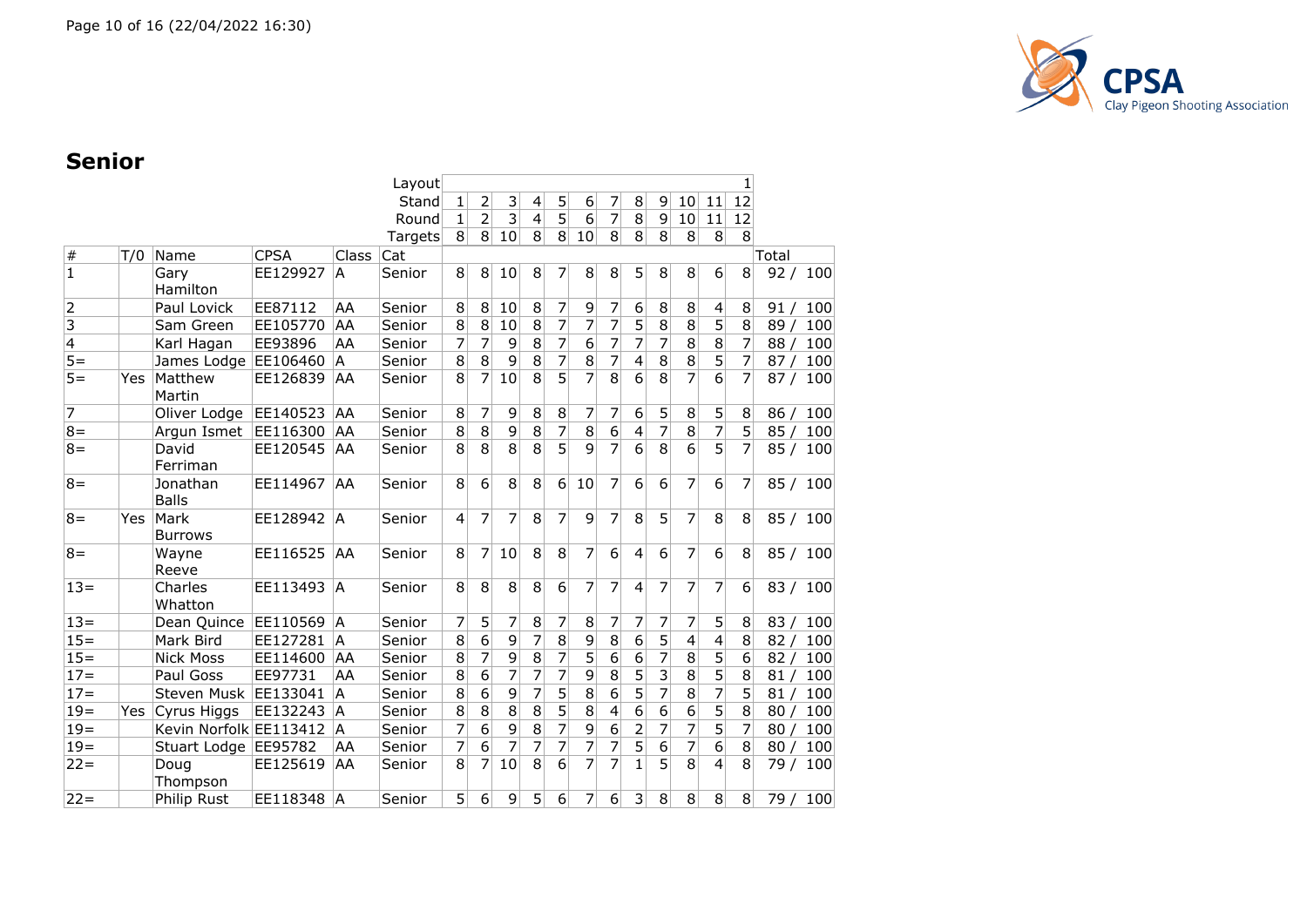## Senior

| # | T/0 | Name | CPSA | Class | Cat | 1 | 2 | 3 | 4 | 5 | 6 | 7 | 8 | 9 | 10 | 11 | 12 | Total |
|---|---|---|---|---|---|---|---|---|---|---|---|---|---|---|---|---|---|---|
| | | | | | Layout | | | | | | | | | | | | 1 | |
| | | | | | Stand | 1 | 2 | 3 | 4 | 5 | 6 | 7 | 8 | 9 | 10 | 11 | 12 | |
| | | | | | Round | 1 | 2 | 3 | 4 | 5 | 6 | 7 | 8 | 9 | 10 | 11 | 12 | |
| | | | | | Targets | 8 | 8 | 10 | 8 | 8 | 10 | 8 | 8 | 8 | 8 | 8 | 8 | |
| 1 | | Gary Hamilton | EE129927 | A | Senior | 8 | 8 | 10 | 8 | 7 | 8 | 8 | 5 | 8 | 8 | 6 | 8 | 92 / 100 |
| 2 | | Paul Lovick | EE87112 | AA | Senior | 8 | 8 | 10 | 8 | 7 | 9 | 7 | 6 | 8 | 8 | 4 | 8 | 91 / 100 |
| 3 | | Sam Green | EE105770 | AA | Senior | 8 | 8 | 10 | 8 | 7 | 7 | 7 | 5 | 8 | 8 | 5 | 8 | 89 / 100 |
| 4 | | Karl Hagan | EE93896 | AA | Senior | 7 | 7 | 9 | 8 | 7 | 6 | 7 | 7 | 7 | 8 | 8 | 7 | 88 / 100 |
| 5= | | James Lodge | EE106460 | A | Senior | 8 | 8 | 9 | 8 | 7 | 8 | 7 | 4 | 8 | 8 | 5 | 7 | 87 / 100 |
| 5= | Yes | Matthew Martin | EE126839 | AA | Senior | 8 | 7 | 10 | 8 | 5 | 7 | 8 | 6 | 8 | 7 | 6 | 7 | 87 / 100 |
| 7 | | Oliver Lodge | EE140523 | AA | Senior | 8 | 7 | 9 | 8 | 8 | 7 | 7 | 6 | 5 | 8 | 5 | 8 | 86 / 100 |
| 8= | | Argun Ismet | EE116300 | AA | Senior | 8 | 8 | 9 | 8 | 7 | 8 | 6 | 4 | 7 | 8 | 7 | 5 | 85 / 100 |
| 8= | | David Ferriman | EE120545 | AA | Senior | 8 | 8 | 8 | 8 | 5 | 9 | 7 | 6 | 8 | 6 | 5 | 7 | 85 / 100 |
| 8= | | Jonathan Balls | EE114967 | AA | Senior | 8 | 6 | 8 | 8 | 6 | 10 | 7 | 6 | 6 | 7 | 6 | 7 | 85 / 100 |
| 8= | Yes | Mark Burrows | EE128942 | A | Senior | 4 | 7 | 7 | 8 | 7 | 9 | 7 | 8 | 5 | 7 | 8 | 8 | 85 / 100 |
| 8= | | Wayne Reeve | EE116525 | AA | Senior | 8 | 7 | 10 | 8 | 8 | 7 | 6 | 4 | 6 | 7 | 6 | 8 | 85 / 100 |
| 13= | | Charles Whatton | EE113493 | A | Senior | 8 | 8 | 8 | 8 | 6 | 7 | 7 | 4 | 7 | 7 | 7 | 6 | 83 / 100 |
| 13= | | Dean Quince | EE110569 | A | Senior | 7 | 5 | 7 | 8 | 7 | 8 | 7 | 7 | 7 | 7 | 5 | 8 | 83 / 100 |
| 15= | | Mark Bird | EE127281 | A | Senior | 8 | 6 | 9 | 7 | 8 | 9 | 8 | 6 | 5 | 4 | 4 | 8 | 82 / 100 |
| 15= | | Nick Moss | EE114600 | AA | Senior | 8 | 7 | 9 | 8 | 7 | 5 | 6 | 6 | 7 | 8 | 5 | 6 | 82 / 100 |
| 17= | | Paul Goss | EE97731 | AA | Senior | 8 | 6 | 7 | 7 | 7 | 9 | 8 | 5 | 3 | 8 | 5 | 8 | 81 / 100 |
| 17= | | Steven Musk | EE133041 | A | Senior | 8 | 6 | 9 | 7 | 5 | 8 | 6 | 5 | 7 | 8 | 7 | 5 | 81 / 100 |
| 19= | Yes | Cyrus Higgs | EE132243 | A | Senior | 8 | 8 | 8 | 8 | 5 | 8 | 4 | 6 | 6 | 6 | 5 | 8 | 80 / 100 |
| 19= | | Kevin Norfolk | EE113412 | A | Senior | 7 | 6 | 9 | 8 | 7 | 9 | 6 | 2 | 7 | 7 | 5 | 7 | 80 / 100 |
| 19= | | Stuart Lodge | EE95782 | AA | Senior | 7 | 6 | 7 | 7 | 7 | 7 | 7 | 5 | 6 | 7 | 6 | 8 | 80 / 100 |
| 22= | | Doug Thompson | EE125619 | AA | Senior | 8 | 7 | 10 | 8 | 6 | 7 | 7 | 1 | 5 | 8 | 4 | 8 | 79 / 100 |
| 22= | | Philip Rust | EE118348 | A | Senior | 5 | 6 | 9 | 5 | 6 | 7 | 6 | 3 | 8 | 8 | 8 | 8 | 79 / 100 |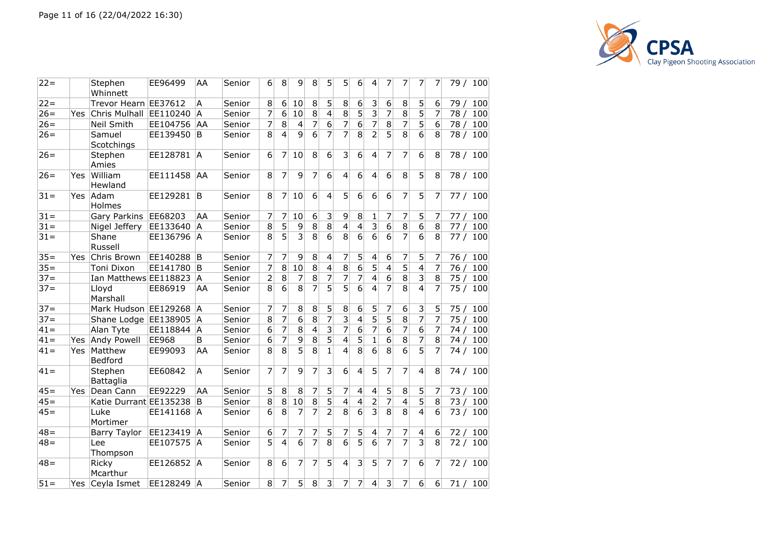| | | | | | | | | | | | | | | | | | | |
|---|---|---|---|---|---|---|---|---|---|---|---|---|---|---|---|---|---|---|
| 22= | | Stephen Whinnett | EE96499 | AA | Senior | 6 | 8 | 9 | 8 | 5 | 5 | 6 | 4 | 7 | 7 | 7 | 7 | 79 / 100 |
| 22= | | Trevor Hearn | EE37612 | A | Senior | 8 | 6 | 10 | 8 | 5 | 8 | 6 | 3 | 6 | 8 | 5 | 6 | 79 / 100 |
| 26= | Yes | Chris Mulhall | EE110240 | A | Senior | 7 | 6 | 10 | 8 | 4 | 8 | 5 | 3 | 7 | 8 | 5 | 7 | 78 / 100 |
| 26= | | Neil Smith | EE104756 | AA | Senior | 7 | 8 | 4 | 7 | 6 | 7 | 6 | 7 | 8 | 7 | 5 | 6 | 78 / 100 |
| 26= | | Samuel Scotchings | EE139450 | B | Senior | 8 | 4 | 9 | 6 | 7 | 7 | 8 | 2 | 5 | 8 | 6 | 8 | 78 / 100 |
| 26= | | Stephen Amies | EE128781 | A | Senior | 6 | 7 | 10 | 8 | 6 | 3 | 6 | 4 | 7 | 7 | 6 | 8 | 78 / 100 |
| 26= | Yes | William Hewland | EE111458 | AA | Senior | 8 | 7 | 9 | 7 | 6 | 4 | 6 | 4 | 6 | 8 | 5 | 8 | 78 / 100 |
| 31= | Yes | Adam Holmes | EE129281 | B | Senior | 8 | 7 | 10 | 6 | 4 | 5 | 6 | 6 | 6 | 7 | 5 | 7 | 77 / 100 |
| 31= | | Gary Parkins | EE68203 | AA | Senior | 7 | 7 | 10 | 6 | 3 | 9 | 8 | 1 | 7 | 7 | 5 | 7 | 77 / 100 |
| 31= | | Nigel Jeffery | EE133640 | A | Senior | 8 | 5 | 9 | 8 | 8 | 4 | 4 | 3 | 6 | 8 | 6 | 8 | 77 / 100 |
| 31= | | Shane Russell | EE136796 | A | Senior | 8 | 5 | 3 | 8 | 6 | 8 | 6 | 6 | 6 | 7 | 6 | 8 | 77 / 100 |
| 35= | Yes | Chris Brown | EE140288 | B | Senior | 7 | 7 | 9 | 8 | 4 | 7 | 5 | 4 | 6 | 7 | 5 | 7 | 76 / 100 |
| 35= | | Toni Dixon | EE141780 | B | Senior | 7 | 8 | 10 | 8 | 4 | 8 | 6 | 5 | 4 | 5 | 4 | 7 | 76 / 100 |
| 37= | | Ian Matthews | EE118823 | A | Senior | 2 | 8 | 7 | 8 | 7 | 7 | 7 | 4 | 6 | 8 | 3 | 8 | 75 / 100 |
| 37= | | Lloyd Marshall | EE86919 | AA | Senior | 8 | 6 | 8 | 7 | 5 | 5 | 6 | 4 | 7 | 8 | 4 | 7 | 75 / 100 |
| 37= | | Mark Hudson | EE129268 | A | Senior | 7 | 7 | 8 | 8 | 5 | 8 | 6 | 5 | 7 | 6 | 3 | 5 | 75 / 100 |
| 37= | | Shane Lodge | EE138905 | A | Senior | 8 | 7 | 6 | 8 | 7 | 3 | 4 | 5 | 5 | 8 | 7 | 7 | 75 / 100 |
| 41= | | Alan Tyte | EE118844 | A | Senior | 6 | 7 | 8 | 4 | 3 | 7 | 6 | 7 | 6 | 7 | 6 | 7 | 74 / 100 |
| 41= | Yes | Andy Powell | EE968 | B | Senior | 6 | 7 | 9 | 8 | 5 | 4 | 5 | 1 | 6 | 8 | 7 | 8 | 74 / 100 |
| 41= | Yes | Matthew Bedford | EE99093 | AA | Senior | 8 | 8 | 5 | 8 | 1 | 4 | 8 | 6 | 8 | 6 | 5 | 7 | 74 / 100 |
| 41= | | Stephen Battaglia | EE60842 | A | Senior | 7 | 7 | 9 | 7 | 3 | 6 | 4 | 5 | 7 | 7 | 4 | 8 | 74 / 100 |
| 45= | Yes | Dean Cann | EE92229 | AA | Senior | 5 | 8 | 8 | 7 | 5 | 7 | 4 | 4 | 5 | 8 | 5 | 7 | 73 / 100 |
| 45= | | Katie Durrant | EE135238 | B | Senior | 8 | 8 | 10 | 8 | 5 | 4 | 4 | 2 | 7 | 4 | 5 | 8 | 73 / 100 |
| 45= | | Luke Mortimer | EE141168 | A | Senior | 6 | 8 | 7 | 7 | 2 | 8 | 6 | 3 | 8 | 8 | 4 | 6 | 73 / 100 |
| 48= | | Barry Taylor | EE123419 | A | Senior | 6 | 7 | 7 | 7 | 5 | 7 | 5 | 4 | 7 | 7 | 4 | 6 | 72 / 100 |
| 48= | | Lee Thompson | EE107575 | A | Senior | 5 | 4 | 6 | 7 | 8 | 6 | 5 | 6 | 7 | 7 | 3 | 8 | 72 / 100 |
| 48= | | Ricky Mcarthur | EE126852 | A | Senior | 8 | 6 | 7 | 7 | 5 | 4 | 3 | 5 | 7 | 7 | 6 | 7 | 72 / 100 |
| 51= | Yes | Ceyla Ismet | EE128249 | A | Senior | 8 | 7 | 5 | 8 | 3 | 7 | 7 | 4 | 3 | 7 | 6 | 6 | 71 / 100 |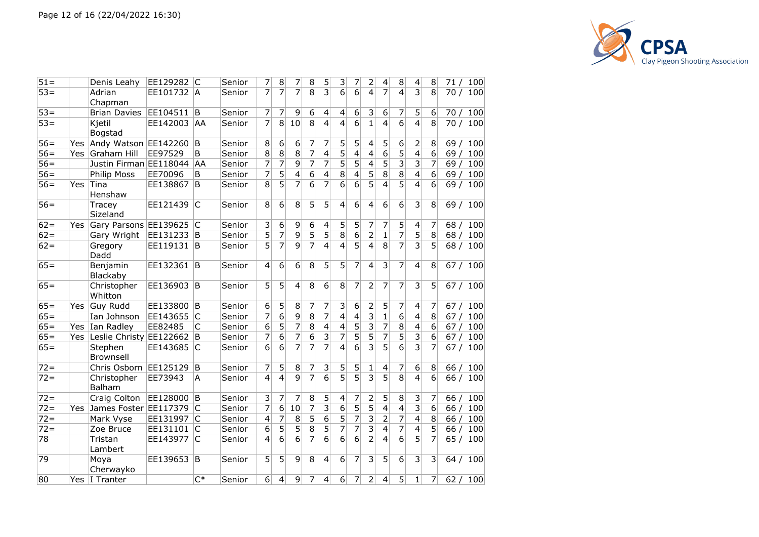| | | | | | | | | | | | | | | | | | | |
|---|---|---|---|---|---|---|---|---|---|---|---|---|---|---|---|---|---|---|
| 51= | | Denis Leahy | EE129282 | C | Senior | 7 | 8 | 7 | 8 | 5 | 3 | 7 | 2 | 4 | 8 | 4 | 8 | 71 / 100 |
| 53= | | Adrian Chapman | EE101732 | A | Senior | 7 | 7 | 7 | 8 | 3 | 6 | 6 | 4 | 7 | 4 | 3 | 8 | 70 / 100 |
| 53= | | Brian Davies | EE104511 | B | Senior | 7 | 7 | 9 | 6 | 4 | 4 | 6 | 3 | 6 | 7 | 5 | 6 | 70 / 100 |
| 53= | | Kjetil Bogstad | EE142003 | AA | Senior | 7 | 8 | 10 | 8 | 4 | 4 | 6 | 1 | 4 | 6 | 4 | 8 | 70 / 100 |
| 56= | Yes | Andy Watson | EE142260 | B | Senior | 8 | 6 | 6 | 7 | 7 | 5 | 5 | 4 | 5 | 6 | 2 | 8 | 69 / 100 |
| 56= | Yes | Graham Hill | EE97529 | B | Senior | 8 | 8 | 8 | 7 | 4 | 5 | 4 | 4 | 6 | 5 | 4 | 6 | 69 / 100 |
| 56= | | Justin Firman | EE118044 | AA | Senior | 7 | 7 | 9 | 7 | 7 | 5 | 5 | 4 | 5 | 3 | 3 | 7 | 69 / 100 |
| 56= | | Philip Moss | EE70096 | B | Senior | 7 | 5 | 4 | 6 | 4 | 8 | 4 | 5 | 8 | 8 | 4 | 6 | 69 / 100 |
| 56= | Yes | Tina Henshaw | EE138867 | B | Senior | 8 | 5 | 7 | 6 | 7 | 6 | 6 | 5 | 4 | 5 | 4 | 6 | 69 / 100 |
| 56= | | Tracey Sizeland | EE121439 | C | Senior | 8 | 6 | 8 | 5 | 5 | 4 | 6 | 4 | 6 | 6 | 3 | 8 | 69 / 100 |
| 62= | Yes | Gary Parsons | EE139625 | C | Senior | 3 | 6 | 9 | 6 | 4 | 5 | 5 | 7 | 7 | 5 | 4 | 7 | 68 / 100 |
| 62= | | Gary Wright | EE131233 | B | Senior | 5 | 7 | 9 | 5 | 5 | 8 | 6 | 2 | 1 | 7 | 5 | 8 | 68 / 100 |
| 62= | | Gregory Dadd | EE119131 | B | Senior | 5 | 7 | 9 | 7 | 4 | 4 | 5 | 4 | 8 | 7 | 3 | 5 | 68 / 100 |
| 65= | | Benjamin Blackaby | EE132361 | B | Senior | 4 | 6 | 6 | 8 | 5 | 5 | 7 | 4 | 3 | 7 | 4 | 8 | 67 / 100 |
| 65= | | Christopher Whitton | EE136903 | B | Senior | 5 | 5 | 4 | 8 | 6 | 8 | 7 | 2 | 7 | 7 | 3 | 5 | 67 / 100 |
| 65= | Yes | Guy Rudd | EE133800 | B | Senior | 6 | 5 | 8 | 7 | 7 | 3 | 6 | 2 | 5 | 7 | 4 | 7 | 67 / 100 |
| 65= | | Ian Johnson | EE143655 | C | Senior | 7 | 6 | 9 | 8 | 7 | 4 | 4 | 3 | 1 | 6 | 4 | 8 | 67 / 100 |
| 65= | Yes | Ian Radley | EE82485 | C | Senior | 6 | 5 | 7 | 8 | 4 | 4 | 5 | 3 | 7 | 8 | 4 | 6 | 67 / 100 |
| 65= | Yes | Leslie Christy | EE122662 | B | Senior | 7 | 6 | 7 | 6 | 3 | 7 | 5 | 5 | 7 | 5 | 3 | 6 | 67 / 100 |
| 65= | | Stephen Brownsell | EE143685 | C | Senior | 6 | 6 | 7 | 7 | 7 | 4 | 6 | 3 | 5 | 6 | 3 | 7 | 67 / 100 |
| 72= | | Chris Osborn | EE125129 | B | Senior | 7 | 5 | 8 | 7 | 3 | 5 | 5 | 1 | 4 | 7 | 6 | 8 | 66 / 100 |
| 72= | | Christopher Balham | EE73943 | A | Senior | 4 | 4 | 9 | 7 | 6 | 5 | 5 | 3 | 5 | 8 | 4 | 6 | 66 / 100 |
| 72= | | Craig Colton | EE128000 | B | Senior | 3 | 7 | 7 | 8 | 5 | 4 | 7 | 2 | 5 | 8 | 3 | 7 | 66 / 100 |
| 72= | Yes | James Foster | EE117379 | C | Senior | 7 | 6 | 10 | 7 | 3 | 6 | 5 | 5 | 4 | 4 | 3 | 6 | 66 / 100 |
| 72= | | Mark Vyse | EE131997 | C | Senior | 4 | 7 | 8 | 5 | 6 | 5 | 7 | 3 | 2 | 7 | 4 | 8 | 66 / 100 |
| 72= | | Zoe Bruce | EE131101 | C | Senior | 6 | 5 | 5 | 8 | 5 | 7 | 7 | 3 | 4 | 7 | 4 | 5 | 66 / 100 |
| 78 | | Tristan Lambert | EE143977 | C | Senior | 4 | 6 | 6 | 7 | 6 | 6 | 6 | 2 | 4 | 6 | 5 | 7 | 65 / 100 |
| 79 | | Moya Cherwayko | EE139653 | B | Senior | 5 | 5 | 9 | 8 | 4 | 6 | 7 | 3 | 5 | 6 | 3 | 3 | 64 / 100 |
| 80 | Yes | I Tranter | | C* | Senior | 6 | 4 | 9 | 7 | 4 | 6 | 7 | 2 | 4 | 5 | 1 | 7 | 62 / 100 |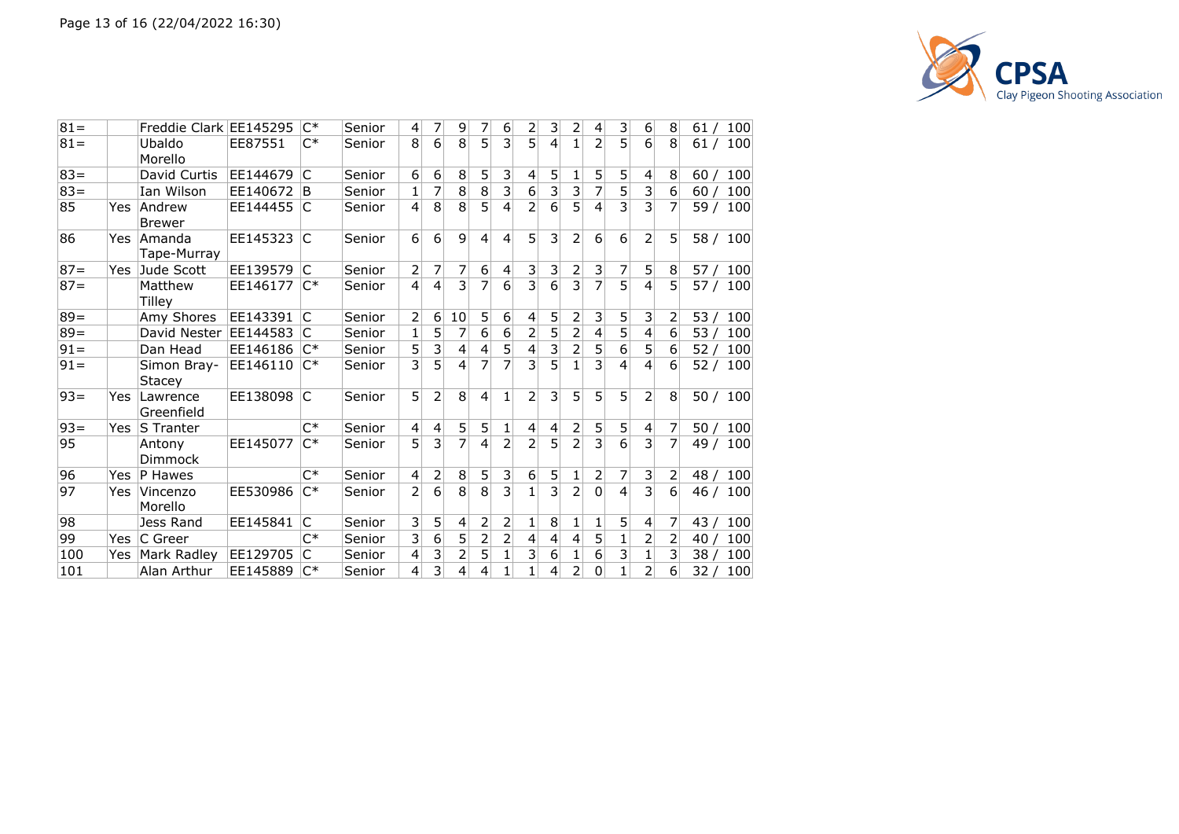| | | | | | | | | | | | | | | | | | | |
|---|---|---|---|---|---|---|---|---|---|---|---|---|---|---|---|---|---|---|
| 81= | | Freddie Clark | EE145295 | C* | Senior | 4 | 7 | 9 | 7 | 6 | 2 | 3 | 2 | 4 | 3 | 6 | 8 | 61 / 100 |
| 81= | | Ubaldo Morello | EE87551 | C* | Senior | 8 | 6 | 8 | 5 | 3 | 5 | 4 | 1 | 2 | 5 | 6 | 8 | 61 / 100 |
| 83= | | David Curtis | EE144679 | C | Senior | 6 | 6 | 8 | 5 | 3 | 4 | 5 | 1 | 5 | 5 | 4 | 8 | 60 / 100 |
| 83= | | Ian Wilson | EE140672 | B | Senior | 1 | 7 | 8 | 8 | 3 | 6 | 3 | 3 | 7 | 5 | 3 | 6 | 60 / 100 |
| 85 | Yes | Andrew Brewer | EE144455 | C | Senior | 4 | 8 | 8 | 5 | 4 | 2 | 6 | 5 | 4 | 3 | 3 | 7 | 59 / 100 |
| 86 | Yes | Amanda Tape-Murray | EE145323 | C | Senior | 6 | 6 | 9 | 4 | 4 | 5 | 3 | 2 | 6 | 6 | 2 | 5 | 58 / 100 |
| 87= | Yes | Jude Scott | EE139579 | C | Senior | 2 | 7 | 7 | 6 | 4 | 3 | 3 | 2 | 3 | 7 | 5 | 8 | 57 / 100 |
| 87= | | Matthew Tilley | EE146177 | C* | Senior | 4 | 4 | 3 | 7 | 6 | 3 | 6 | 3 | 7 | 5 | 4 | 5 | 57 / 100 |
| 89= | | Amy Shores | EE143391 | C | Senior | 2 | 6 | 10 | 5 | 6 | 4 | 5 | 2 | 3 | 5 | 3 | 2 | 53 / 100 |
| 89= | | David Nester | EE144583 | C | Senior | 1 | 5 | 7 | 6 | 6 | 2 | 5 | 2 | 4 | 5 | 4 | 6 | 53 / 100 |
| 91= | | Dan Head | EE146186 | C* | Senior | 5 | 3 | 4 | 4 | 5 | 4 | 3 | 2 | 5 | 6 | 5 | 6 | 52 / 100 |
| 91= | | Simon Bray-Stacey | EE146110 | C* | Senior | 3 | 5 | 4 | 7 | 7 | 3 | 5 | 1 | 3 | 4 | 4 | 6 | 52 / 100 |
| 93= | Yes | Lawrence Greenfield | EE138098 | C | Senior | 5 | 2 | 8 | 4 | 1 | 2 | 3 | 5 | 5 | 5 | 2 | 8 | 50 / 100 |
| 93= | Yes | S Tranter | | C* | Senior | 4 | 4 | 5 | 5 | 1 | 4 | 4 | 2 | 5 | 5 | 4 | 7 | 50 / 100 |
| 95 | | Antony Dimmock | EE145077 | C* | Senior | 5 | 3 | 7 | 4 | 2 | 2 | 5 | 2 | 3 | 6 | 3 | 7 | 49 / 100 |
| 96 | Yes | P Hawes | | C* | Senior | 4 | 2 | 8 | 5 | 3 | 6 | 5 | 1 | 2 | 7 | 3 | 2 | 48 / 100 |
| 97 | Yes | Vincenzo Morello | EE530986 | C* | Senior | 2 | 6 | 8 | 8 | 3 | 1 | 3 | 2 | 0 | 4 | 3 | 6 | 46 / 100 |
| 98 | | Jess Rand | EE145841 | C | Senior | 3 | 5 | 4 | 2 | 2 | 1 | 8 | 1 | 1 | 5 | 4 | 7 | 43 / 100 |
| 99 | Yes | C Greer | | C* | Senior | 3 | 6 | 5 | 2 | 2 | 4 | 4 | 4 | 5 | 1 | 2 | 2 | 40 / 100 |
| 100 | Yes | Mark Radley | EE129705 | C | Senior | 4 | 3 | 2 | 5 | 1 | 3 | 6 | 1 | 6 | 3 | 1 | 3 | 38 / 100 |
| 101 | | Alan Arthur | EE145889 | C* | Senior | 4 | 3 | 4 | 4 | 1 | 1 | 4 | 2 | 0 | 1 | 2 | 6 | 32 / 100 |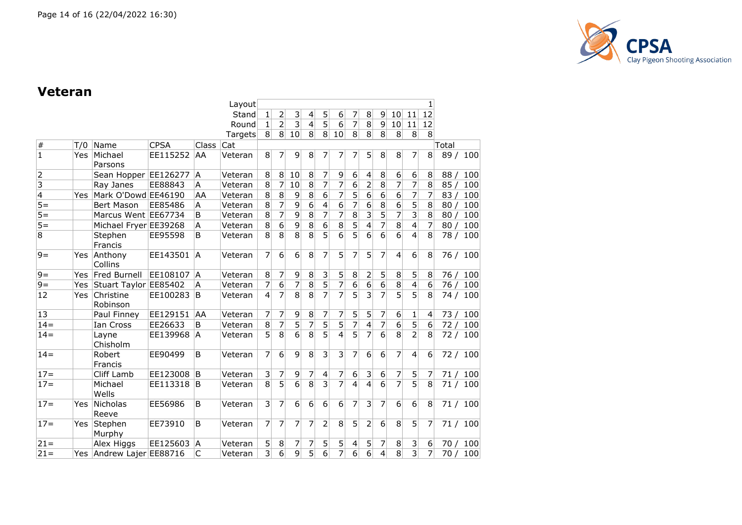## Veteran

| | | | | | Layout | | | | | | | | | | | | 1 | |
|---|---|---|---|---|---|---|---|---|---|---|---|---|---|---|---|---|---|---|
| | | | | | Stand | 1 | 2 | 3 | 4 | 5 | 6 | 7 | 8 | 9 | 10 | 11 | 12 | |
| | | | | | Round | 1 | 2 | 3 | 4 | 5 | 6 | 7 | 8 | 9 | 10 | 11 | 12 | |
| | | | | | Targets | 8 | 8 | 10 | 8 | 8 | 10 | 8 | 8 | 8 | 8 | 8 | 8 | |
| # | T/0 | Name | CPSA | Class | Cat | | | | | | | | | | | | | Total |
| 1 | Yes | Michael Parsons | EE115252 | AA | Veteran | 8 | 7 | 9 | 8 | 7 | 7 | 7 | 5 | 8 | 8 | 7 | 8 | 89 / 100 |
| 2 | | Sean Hopper | EE126277 | A | Veteran | 8 | 8 | 10 | 8 | 7 | 9 | 6 | 4 | 8 | 6 | 6 | 8 | 88 / 100 |
| 3 | | Ray Janes | EE88843 | A | Veteran | 8 | 7 | 10 | 8 | 7 | 7 | 6 | 2 | 8 | 7 | 7 | 8 | 85 / 100 |
| 4 | Yes | Mark O'Dowd | EE46190 | AA | Veteran | 8 | 8 | 9 | 8 | 6 | 7 | 5 | 6 | 6 | 6 | 7 | 7 | 83 / 100 |
| 5= | | Bert Mason | EE85486 | A | Veteran | 8 | 7 | 9 | 6 | 4 | 6 | 7 | 6 | 8 | 6 | 5 | 8 | 80 / 100 |
| 5= | | Marcus Went | EE67734 | B | Veteran | 8 | 7 | 9 | 8 | 7 | 7 | 8 | 3 | 5 | 7 | 3 | 8 | 80 / 100 |
| 5= | | Michael Fryer | EE39268 | A | Veteran | 8 | 6 | 9 | 8 | 6 | 8 | 5 | 4 | 7 | 8 | 4 | 7 | 80 / 100 |
| 8 | | Stephen Francis | EE95598 | B | Veteran | 8 | 8 | 8 | 8 | 5 | 6 | 5 | 6 | 6 | 6 | 4 | 8 | 78 / 100 |
| 9= | Yes | Anthony Collins | EE143501 | A | Veteran | 7 | 6 | 6 | 8 | 7 | 5 | 7 | 5 | 7 | 4 | 6 | 8 | 76 / 100 |
| 9= | Yes | Fred Burnell | EE108107 | A | Veteran | 8 | 7 | 9 | 8 | 3 | 5 | 8 | 2 | 5 | 8 | 5 | 8 | 76 / 100 |
| 9= | Yes | Stuart Taylor | EE85402 | A | Veteran | 7 | 6 | 7 | 8 | 5 | 7 | 6 | 6 | 6 | 8 | 4 | 6 | 76 / 100 |
| 12 | Yes | Christine Robinson | EE100283 | B | Veteran | 4 | 7 | 8 | 8 | 7 | 7 | 5 | 3 | 7 | 5 | 5 | 8 | 74 / 100 |
| 13 | | Paul Finney | EE129151 | AA | Veteran | 7 | 7 | 9 | 8 | 7 | 7 | 5 | 5 | 7 | 6 | 1 | 4 | 73 / 100 |
| 14= | | Ian Cross | EE26633 | B | Veteran | 8 | 7 | 5 | 7 | 5 | 5 | 7 | 4 | 7 | 6 | 5 | 6 | 72 / 100 |
| 14= | | Layne Chisholm | EE139968 | A | Veteran | 5 | 8 | 6 | 8 | 5 | 4 | 5 | 7 | 6 | 8 | 2 | 8 | 72 / 100 |
| 14= | | Robert Francis | EE90499 | B | Veteran | 7 | 6 | 9 | 8 | 3 | 3 | 7 | 6 | 6 | 7 | 4 | 6 | 72 / 100 |
| 17= | | Cliff Lamb | EE123008 | B | Veteran | 3 | 7 | 9 | 7 | 4 | 7 | 6 | 3 | 6 | 7 | 5 | 7 | 71 / 100 |
| 17= | | Michael Wells | EE113318 | B | Veteran | 8 | 5 | 6 | 8 | 3 | 7 | 4 | 4 | 6 | 7 | 5 | 8 | 71 / 100 |
| 17= | Yes | Nicholas Reeve | EE56986 | B | Veteran | 3 | 7 | 6 | 6 | 6 | 6 | 7 | 3 | 7 | 6 | 6 | 8 | 71 / 100 |
| 17= | Yes | Stephen Murphy | EE73910 | B | Veteran | 7 | 7 | 7 | 7 | 2 | 8 | 5 | 2 | 6 | 8 | 5 | 7 | 71 / 100 |
| 21= | | Alex Higgs | EE125603 | A | Veteran | 5 | 8 | 7 | 7 | 5 | 5 | 4 | 5 | 7 | 8 | 3 | 6 | 70 / 100 |
| 21= | Yes | Andrew Lajer | EE88716 | C | Veteran | 3 | 6 | 9 | 5 | 6 | 7 | 6 | 6 | 4 | 8 | 3 | 7 | 70 / 100 |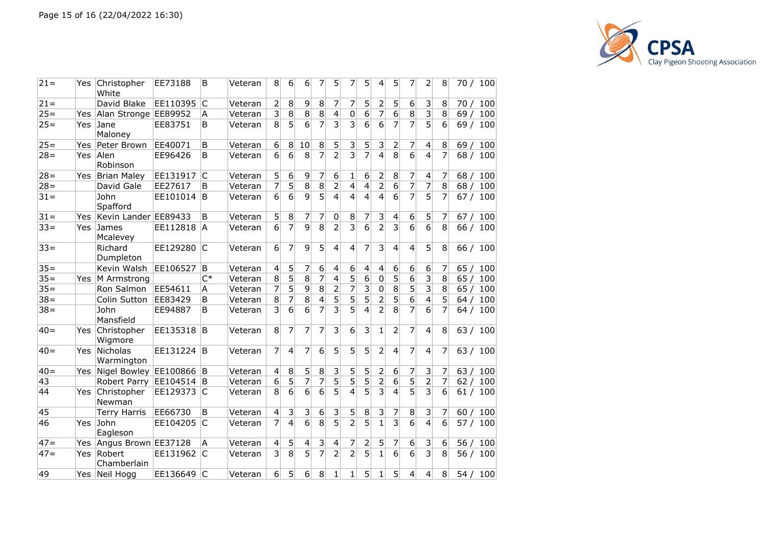| | | | | | | | | | | | | | | | | | | | |
|---|---|---|---|---|---|---|---|---|---|---|---|---|---|---|---|---|---|---|---|
| 21= | Yes | Christopher White | EE73188 | B | Veteran | 8 | 6 | 6 | 7 | 5 | 7 | 5 | 4 | 5 | 7 | 2 | 8 | 70 / | 100 |
| 21= | | David Blake | EE110395 | C | Veteran | 2 | 8 | 9 | 8 | 7 | 7 | 5 | 2 | 5 | 6 | 3 | 8 | 70 / | 100 |
| 25= | Yes | Alan Stronge | EE89952 | A | Veteran | 3 | 8 | 8 | 8 | 4 | 0 | 6 | 7 | 6 | 8 | 3 | 8 | 69 / | 100 |
| 25= | Yes | Jane Maloney | EE83751 | B | Veteran | 8 | 5 | 6 | 7 | 3 | 3 | 6 | 6 | 7 | 7 | 5 | 6 | 69 / | 100 |
| 25= | Yes | Peter Brown | EE40071 | B | Veteran | 6 | 8 | 10 | 8 | 5 | 3 | 5 | 3 | 2 | 7 | 4 | 8 | 69 / | 100 |
| 28= | Yes | Alen Robinson | EE96426 | B | Veteran | 6 | 6 | 8 | 7 | 2 | 3 | 7 | 4 | 8 | 6 | 4 | 7 | 68 / | 100 |
| 28= | Yes | Brian Maley | EE131917 | C | Veteran | 5 | 6 | 9 | 7 | 6 | 1 | 6 | 2 | 8 | 7 | 4 | 7 | 68 / | 100 |
| 28= | | David Gale | EE27617 | B | Veteran | 7 | 5 | 8 | 8 | 2 | 4 | 4 | 2 | 6 | 7 | 7 | 8 | 68 / | 100 |
| 31= | | John Spafford | EE101014 | B | Veteran | 6 | 6 | 9 | 5 | 4 | 4 | 4 | 4 | 6 | 7 | 5 | 7 | 67 / | 100 |
| 31= | Yes | Kevin Lander | EE89433 | B | Veteran | 5 | 8 | 7 | 7 | 0 | 8 | 7 | 3 | 4 | 6 | 5 | 7 | 67 / | 100 |
| 33= | Yes | James Mcalevey | EE112818 | A | Veteran | 6 | 7 | 9 | 8 | 2 | 3 | 6 | 2 | 3 | 6 | 6 | 8 | 66 / | 100 |
| 33= | | Richard Dumpleton | EE129280 | C | Veteran | 6 | 7 | 9 | 5 | 4 | 4 | 7 | 3 | 4 | 4 | 5 | 8 | 66 / | 100 |
| 35= | | Kevin Walsh | EE106527 | B | Veteran | 4 | 5 | 7 | 6 | 4 | 6 | 4 | 4 | 6 | 6 | 6 | 7 | 65 / | 100 |
| 35= | Yes | M Armstrong | | C* | Veteran | 8 | 5 | 8 | 7 | 4 | 5 | 6 | 0 | 5 | 6 | 3 | 8 | 65 / | 100 |
| 35= | | Ron Salmon | EE54611 | A | Veteran | 7 | 5 | 9 | 8 | 2 | 7 | 3 | 0 | 8 | 5 | 3 | 8 | 65 / | 100 |
| 38= | | Colin Sutton | EE83429 | B | Veteran | 8 | 7 | 8 | 4 | 5 | 5 | 5 | 2 | 5 | 6 | 4 | 5 | 64 / | 100 |
| 38= | | John Mansfield | EE94887 | B | Veteran | 3 | 6 | 6 | 7 | 3 | 5 | 4 | 2 | 8 | 7 | 6 | 7 | 64 / | 100 |
| 40= | Yes | Christopher Wigmore | EE135318 | B | Veteran | 8 | 7 | 7 | 7 | 3 | 6 | 3 | 1 | 2 | 7 | 4 | 8 | 63 / | 100 |
| 40= | Yes | Nicholas Warmington | EE131224 | B | Veteran | 7 | 4 | 7 | 6 | 5 | 5 | 5 | 2 | 4 | 7 | 4 | 7 | 63 / | 100 |
| 40= | Yes | Nigel Bowley | EE100866 | B | Veteran | 4 | 8 | 5 | 8 | 3 | 5 | 5 | 2 | 6 | 7 | 3 | 7 | 63 / | 100 |
| 43 | | Robert Parry | EE104514 | B | Veteran | 6 | 5 | 7 | 7 | 5 | 5 | 5 | 2 | 6 | 5 | 2 | 7 | 62 / | 100 |
| 44 | Yes | Christopher Newman | EE129373 | C | Veteran | 8 | 6 | 6 | 6 | 5 | 4 | 5 | 3 | 4 | 5 | 3 | 6 | 61 / | 100 |
| 45 | | Terry Harris | EE66730 | B | Veteran | 4 | 3 | 3 | 6 | 3 | 5 | 8 | 3 | 7 | 8 | 3 | 7 | 60 / | 100 |
| 46 | Yes | John Eagleson | EE104205 | C | Veteran | 7 | 4 | 6 | 8 | 5 | 2 | 5 | 1 | 3 | 6 | 4 | 6 | 57 / | 100 |
| 47= | Yes | Angus Brown | EE37128 | A | Veteran | 4 | 5 | 4 | 3 | 4 | 7 | 2 | 5 | 7 | 6 | 3 | 6 | 56 / | 100 |
| 47= | Yes | Robert Chamberlain | EE131962 | C | Veteran | 3 | 8 | 5 | 7 | 2 | 2 | 5 | 1 | 6 | 6 | 3 | 8 | 56 / | 100 |
| 49 | Yes | Neil Hogg | EE136649 | C | Veteran | 6 | 5 | 6 | 8 | 1 | 1 | 5 | 1 | 5 | 4 | 4 | 8 | 54 / | 100 |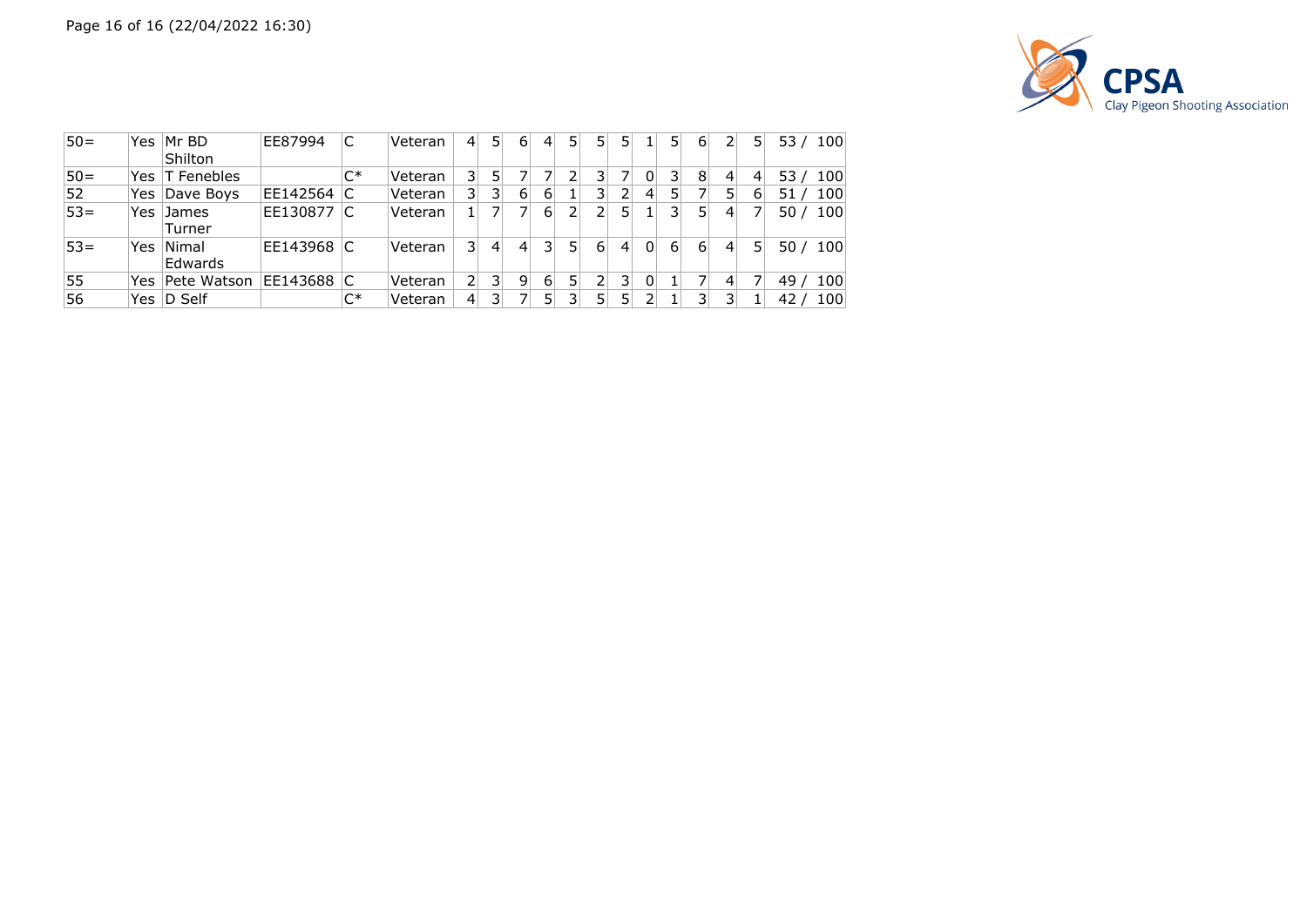| | | | | | | | | | | | | | | | | | | | |
|---|---|---|---|---|---|---|---|---|---|---|---|---|---|---|---|---|---|---|---|
| 50= | Yes | Mr BD Shilton | EE87994 | C | Veteran | 4 | 5 | 6 | 4 | 5 | 5 | 5 | 1 | 5 | 6 | 2 | 5 | 53 / | 100 |
| 50= | Yes | T Fenebles | | C* | Veteran | 3 | 5 | 7 | 7 | 2 | 3 | 7 | 0 | 3 | 8 | 4 | 4 | 53 / | 100 |
| 52 | Yes | Dave Boys | EE142564 | C | Veteran | 3 | 3 | 6 | 6 | 1 | 3 | 2 | 4 | 5 | 7 | 5 | 6 | 51 / | 100 |
| 53= | Yes | James Turner | EE130877 | C | Veteran | 1 | 7 | 7 | 6 | 2 | 2 | 5 | 1 | 3 | 5 | 4 | 7 | 50 / | 100 |
| 53= | Yes | Nimal Edwards | EE143968 | C | Veteran | 3 | 4 | 4 | 3 | 5 | 6 | 4 | 0 | 6 | 6 | 4 | 5 | 50 / | 100 |
| 55 | Yes | Pete Watson | EE143688 | C | Veteran | 2 | 3 | 9 | 6 | 5 | 2 | 3 | 0 | 1 | 7 | 4 | 7 | 49 / | 100 |
| 56 | Yes | D Self | | C* | Veteran | 4 | 3 | 7 | 5 | 3 | 5 | 5 | 2 | 1 | 3 | 3 | 1 | 42 / | 100 |